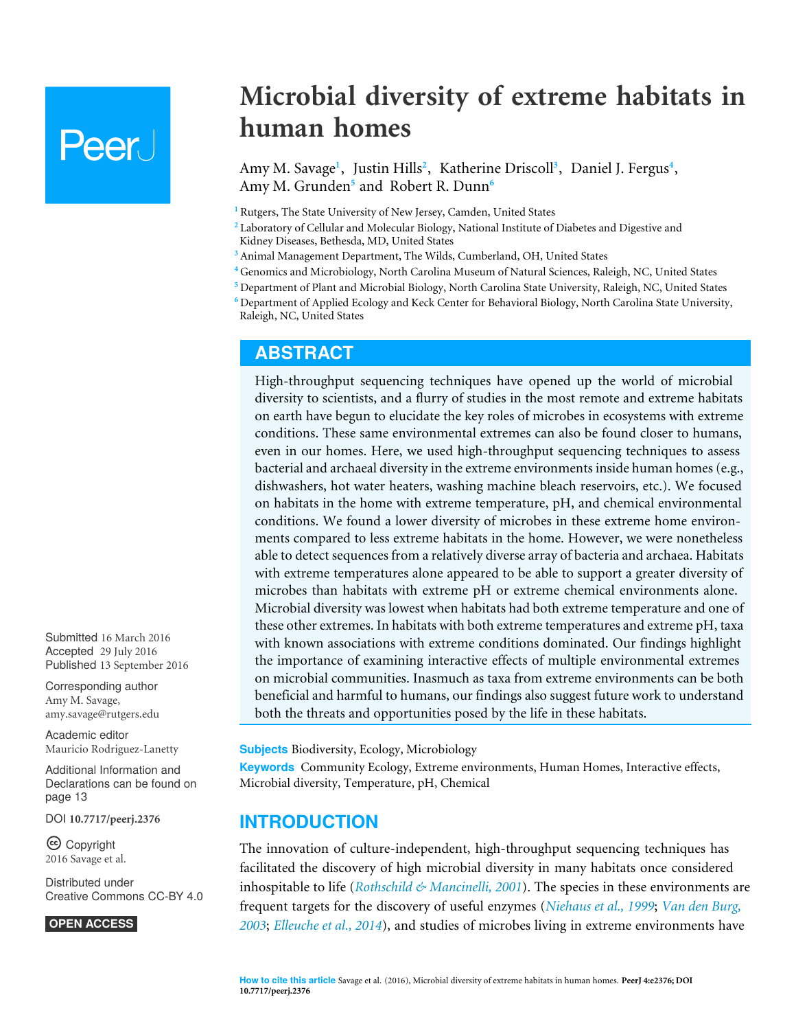# Microbial diversity of extreme habitats in human homes

Amy M. Savage[1], Justin Hills[2], Katherine Driscoll[3], Daniel J. Fergus[4], Amy M. Grunden[5] and Robert R. Dunn[6]

[1] Rutgers, The State University of New Jersey, Camden, United States
[2] Laboratory of Cellular and Molecular Biology, National Institute of Diabetes and Digestive and Kidney Diseases, Bethesda, MD, United States
[3] Animal Management Department, The Wilds, Cumberland, OH, United States
[4] Genomics and Microbiology, North Carolina Museum of Natural Sciences, Raleigh, NC, United States
[5] Department of Plant and Microbial Biology, North Carolina State University, Raleigh, NC, United States
[6] Department of Applied Ecology and Keck Center for Behavioral Biology, North Carolina State University, Raleigh, NC, United States

## ABSTRACT

High-throughput sequencing techniques have opened up the world of microbial diversity to scientists, and a flurry of studies in the most remote and extreme habitats on earth have begun to elucidate the key roles of microbes in ecosystems with extreme conditions. These same environmental extremes can also be found closer to humans, even in our homes. Here, we used high-throughput sequencing techniques to assess bacterial and archaeal diversity in the extreme environments inside human homes (e.g., dishwashers, hot water heaters, washing machine bleach reservoirs, etc.). We focused on habitats in the home with extreme temperature, pH, and chemical environmental conditions. We found a lower diversity of microbes in these extreme home environments compared to less extreme habitats in the home. However, we were nonetheless able to detect sequences from a relatively diverse array of bacteria and archaea. Habitats with extreme temperatures alone appeared to be able to support a greater diversity of microbes than habitats with extreme pH or extreme chemical environments alone. Microbial diversity was lowest when habitats had both extreme temperature and one of these other extremes. In habitats with both extreme temperatures and extreme pH, taxa with known associations with extreme conditions dominated. Our findings highlight the importance of examining interactive effects of multiple environmental extremes on microbial communities. Inasmuch as taxa from extreme environments can be both beneficial and harmful to humans, our findings also suggest future work to understand both the threats and opportunities posed by the life in these habitats.

Submitted 16 March 2016
Accepted 29 July 2016
Published 13 September 2016

Corresponding author
Amy M. Savage, amy.savage@rutgers.edu

Academic editor
Mauricio Rodriguez-Lanetty

Additional Information and Declarations can be found on page 13

DOI **10.7717/peerj.2376**

Copyright
2016 Savage et al.

Distributed under
Creative Commons CC-BY 4.0

**OPEN ACCESS**

**Subjects** Biodiversity, Ecology, Microbiology
**Keywords** Community Ecology, Extreme environments, Human Homes, Interactive effects, Microbial diversity, Temperature, pH, Chemical

## INTRODUCTION

The innovation of culture-independent, high-throughput sequencing techniques has facilitated the discovery of high microbial diversity in many habitats once considered inhospitable to life (*Rothschild & Mancinelli, 2001*). The species in these environments are frequent targets for the discovery of useful enzymes (*Niehaus et al., 1999*; *Van den Burg, 2003*; *Elleuche et al., 2014*), and studies of microbes living in extreme environments have

**How to cite this article** Savage et al. (2016), Microbial diversity of extreme habitats in human homes. **PeerJ 4:e2376; DOI 10.7717/peerj.2376**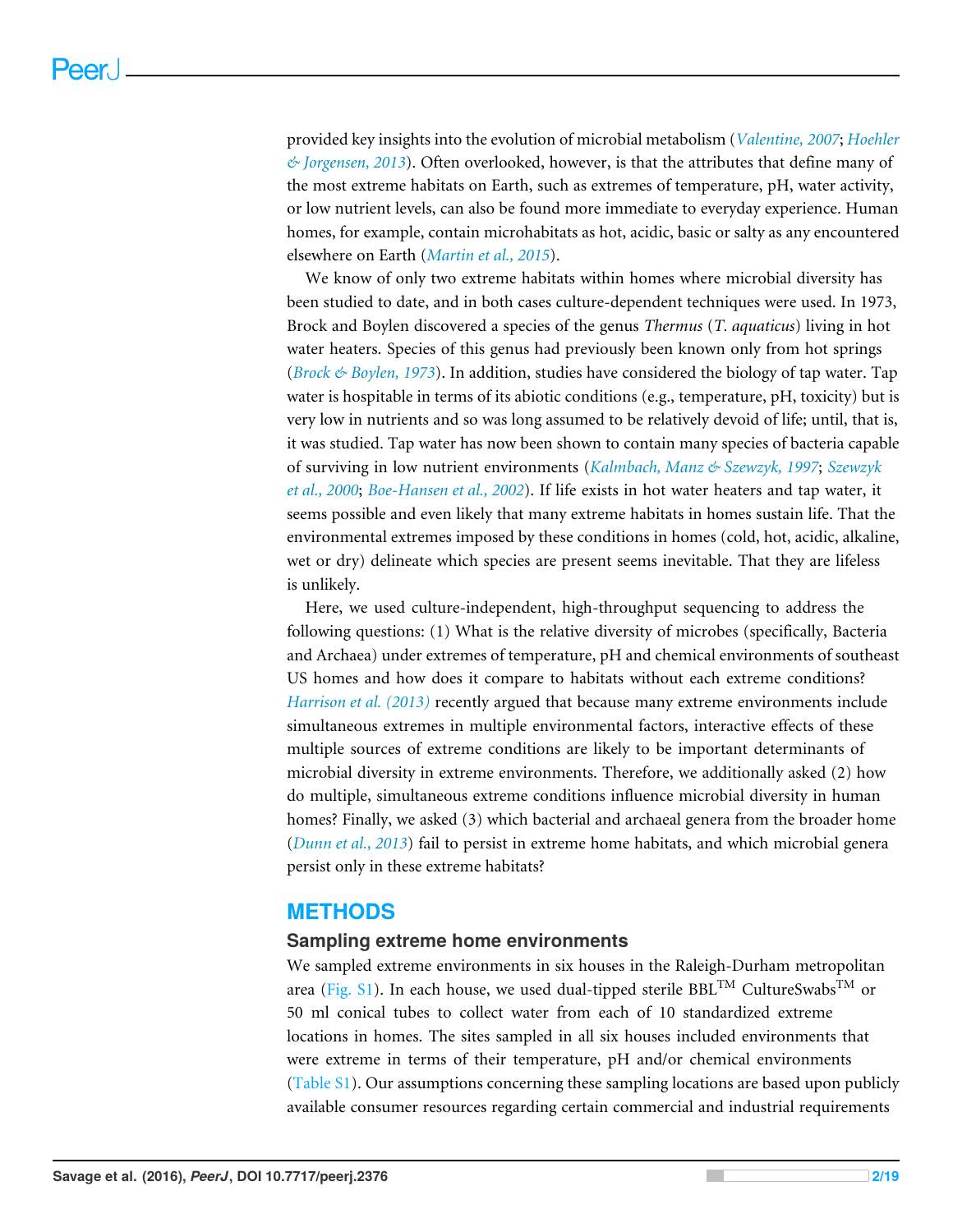provided key insights into the evolution of microbial metabolism (*Valentine, 2007*; *Hoehler & Jorgensen, 2013*). Often overlooked, however, is that the attributes that define many of the most extreme habitats on Earth, such as extremes of temperature, pH, water activity, or low nutrient levels, can also be found more immediate to everyday experience. Human homes, for example, contain microhabitats as hot, acidic, basic or salty as any encountered elsewhere on Earth (*Martin et al., 2015*).

We know of only two extreme habitats within homes where microbial diversity has been studied to date, and in both cases culture-dependent techniques were used. In 1973, Brock and Boylen discovered a species of the genus *Thermus* (*T. aquaticus*) living in hot water heaters. Species of this genus had previously been known only from hot springs (*Brock & Boylen, 1973*). In addition, studies have considered the biology of tap water. Tap water is hospitable in terms of its abiotic conditions (e.g., temperature, pH, toxicity) but is very low in nutrients and so was long assumed to be relatively devoid of life; until, that is, it was studied. Tap water has now been shown to contain many species of bacteria capable of surviving in low nutrient environments (*Kalmbach, Manz & Szewzyk, 1997*; *Szewzyk et al., 2000*; *Boe-Hansen et al., 2002*). If life exists in hot water heaters and tap water, it seems possible and even likely that many extreme habitats in homes sustain life. That the environmental extremes imposed by these conditions in homes (cold, hot, acidic, alkaline, wet or dry) delineate which species are present seems inevitable. That they are lifeless is unlikely.

Here, we used culture-independent, high-throughput sequencing to address the following questions: (1) What is the relative diversity of microbes (specifically, Bacteria and Archaea) under extremes of temperature, pH and chemical environments of southeast US homes and how does it compare to habitats without each extreme conditions? *Harrison et al. (2013)* recently argued that because many extreme environments include simultaneous extremes in multiple environmental factors, interactive effects of these multiple sources of extreme conditions are likely to be important determinants of microbial diversity in extreme environments. Therefore, we additionally asked (2) how do multiple, simultaneous extreme conditions influence microbial diversity in human homes? Finally, we asked (3) which bacterial and archaeal genera from the broader home (*Dunn et al., 2013*) fail to persist in extreme home habitats, and which microbial genera persist only in these extreme habitats?

## METHODS

### Sampling extreme home environments

We sampled extreme environments in six houses in the Raleigh-Durham metropolitan area (Fig. S1). In each house, we used dual-tipped sterile BBL™ CultureSwabs™ or 50 ml conical tubes to collect water from each of 10 standardized extreme locations in homes. The sites sampled in all six houses included environments that were extreme in terms of their temperature, pH and/or chemical environments (Table S1). Our assumptions concerning these sampling locations are based upon publicly available consumer resources regarding certain commercial and industrial requirements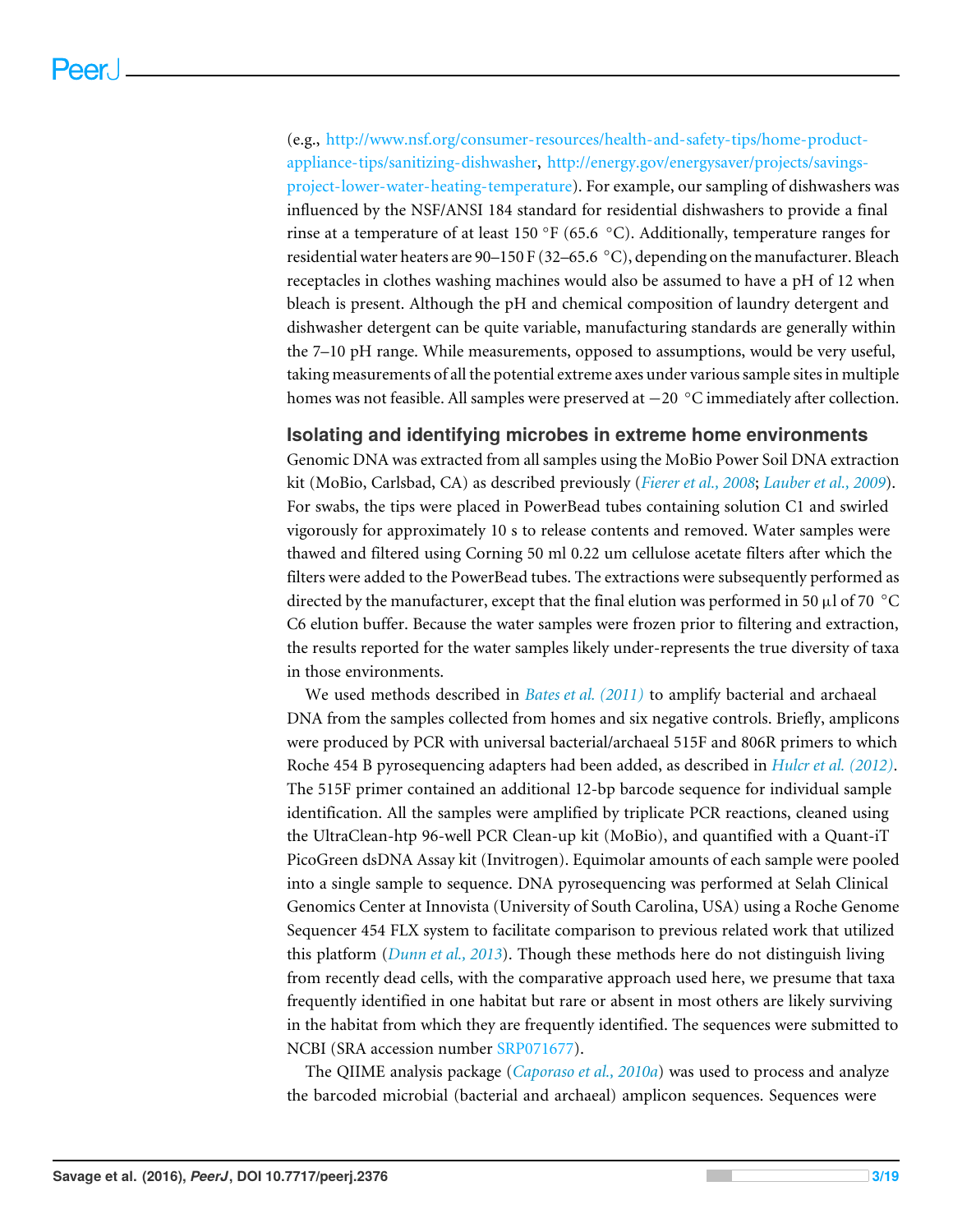(e.g., http://www.nsf.org/consumer-resources/health-and-safety-tips/home-product-appliance-tips/sanitizing-dishwasher, http://energy.gov/energysaver/projects/savings-project-lower-water-heating-temperature). For example, our sampling of dishwashers was influenced by the NSF/ANSI 184 standard for residential dishwashers to provide a final rinse at a temperature of at least 150 °F (65.6 °C). Additionally, temperature ranges for residential water heaters are 90–150 F (32–65.6 °C), depending on the manufacturer. Bleach receptacles in clothes washing machines would also be assumed to have a pH of 12 when bleach is present. Although the pH and chemical composition of laundry detergent and dishwasher detergent can be quite variable, manufacturing standards are generally within the 7–10 pH range. While measurements, opposed to assumptions, would be very useful, taking measurements of all the potential extreme axes under various sample sites in multiple homes was not feasible. All samples were preserved at −20 °C immediately after collection.

## Isolating and identifying microbes in extreme home environments

Genomic DNA was extracted from all samples using the MoBio Power Soil DNA extraction kit (MoBio, Carlsbad, CA) as described previously (*Fierer et al., 2008*; *Lauber et al., 2009*). For swabs, the tips were placed in PowerBead tubes containing solution C1 and swirled vigorously for approximately 10 s to release contents and removed. Water samples were thawed and filtered using Corning 50 ml 0.22 um cellulose acetate filters after which the filters were added to the PowerBead tubes. The extractions were subsequently performed as directed by the manufacturer, except that the final elution was performed in 50 µl of 70 °C C6 elution buffer. Because the water samples were frozen prior to filtering and extraction, the results reported for the water samples likely under-represents the true diversity of taxa in those environments.

We used methods described in *Bates et al. (2011)* to amplify bacterial and archaeal DNA from the samples collected from homes and six negative controls. Briefly, amplicons were produced by PCR with universal bacterial/archaeal 515F and 806R primers to which Roche 454 B pyrosequencing adapters had been added, as described in *Hulcr et al. (2012)*. The 515F primer contained an additional 12-bp barcode sequence for individual sample identification. All the samples were amplified by triplicate PCR reactions, cleaned using the UltraClean-htp 96-well PCR Clean-up kit (MoBio), and quantified with a Quant-iT PicoGreen dsDNA Assay kit (Invitrogen). Equimolar amounts of each sample were pooled into a single sample to sequence. DNA pyrosequencing was performed at Selah Clinical Genomics Center at Innovista (University of South Carolina, USA) using a Roche Genome Sequencer 454 FLX system to facilitate comparison to previous related work that utilized this platform (*Dunn et al., 2013*). Though these methods here do not distinguish living from recently dead cells, with the comparative approach used here, we presume that taxa frequently identified in one habitat but rare or absent in most others are likely surviving in the habitat from which they are frequently identified. The sequences were submitted to NCBI (SRA accession number SRP071677).

The QIIME analysis package (*Caporaso et al., 2010a*) was used to process and analyze the barcoded microbial (bacterial and archaeal) amplicon sequences. Sequences were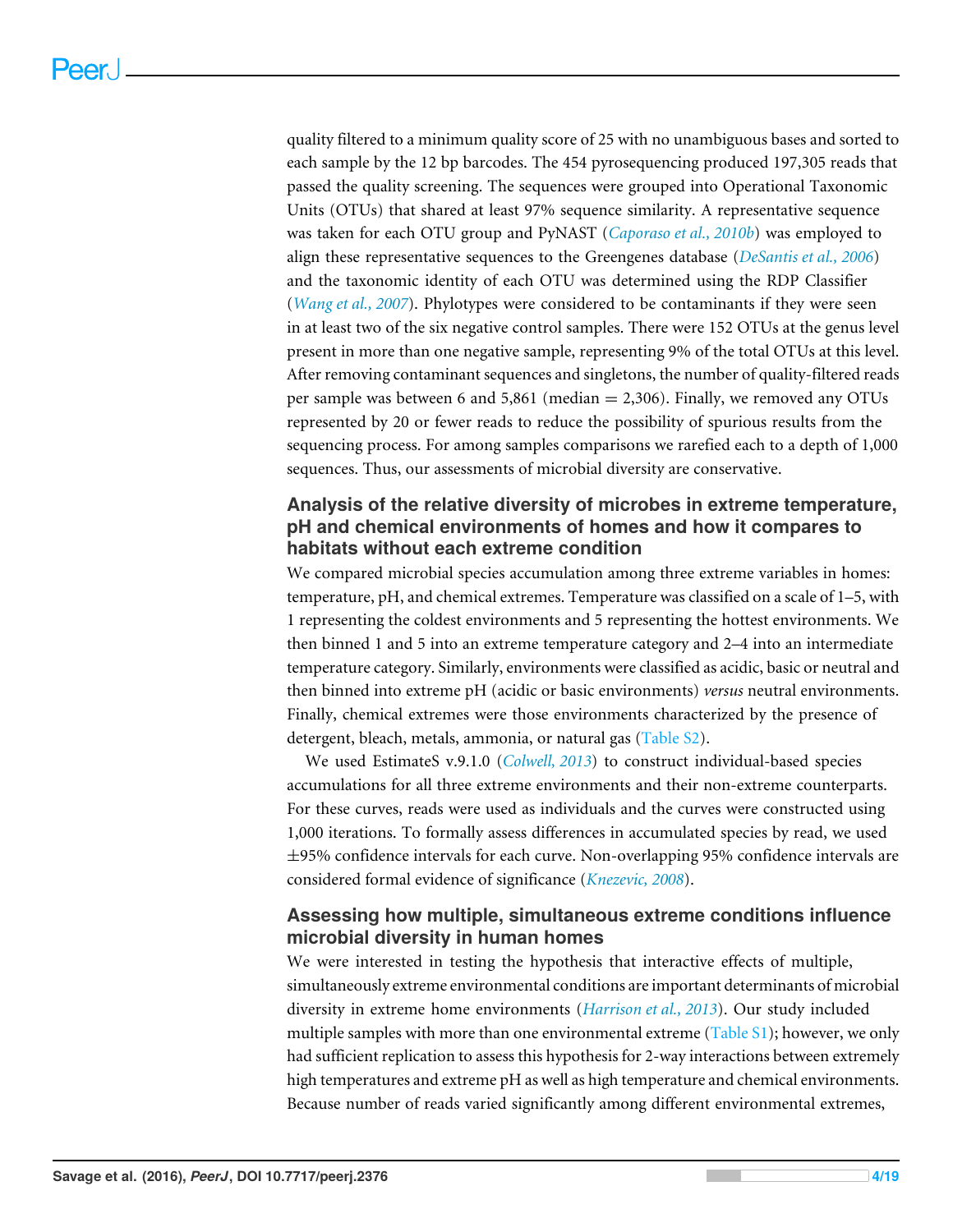quality filtered to a minimum quality score of 25 with no unambiguous bases and sorted to each sample by the 12 bp barcodes. The 454 pyrosequencing produced 197,305 reads that passed the quality screening. The sequences were grouped into Operational Taxonomic Units (OTUs) that shared at least 97% sequence similarity. A representative sequence was taken for each OTU group and PyNAST (*Caporaso et al., 2010b*) was employed to align these representative sequences to the Greengenes database (*DeSantis et al., 2006*) and the taxonomic identity of each OTU was determined using the RDP Classifier (*Wang et al., 2007*). Phylotypes were considered to be contaminants if they were seen in at least two of the six negative control samples. There were 152 OTUs at the genus level present in more than one negative sample, representing 9% of the total OTUs at this level. After removing contaminant sequences and singletons, the number of quality-filtered reads per sample was between 6 and 5,861 (median = 2,306). Finally, we removed any OTUs represented by 20 or fewer reads to reduce the possibility of spurious results from the sequencing process. For among samples comparisons we rarefied each to a depth of 1,000 sequences. Thus, our assessments of microbial diversity are conservative.

### Analysis of the relative diversity of microbes in extreme temperature, pH and chemical environments of homes and how it compares to habitats without each extreme condition

We compared microbial species accumulation among three extreme variables in homes: temperature, pH, and chemical extremes. Temperature was classified on a scale of 1–5, with 1 representing the coldest environments and 5 representing the hottest environments. We then binned 1 and 5 into an extreme temperature category and 2–4 into an intermediate temperature category. Similarly, environments were classified as acidic, basic or neutral and then binned into extreme pH (acidic or basic environments) *versus* neutral environments. Finally, chemical extremes were those environments characterized by the presence of detergent, bleach, metals, ammonia, or natural gas (Table S2).

We used EstimateS v.9.1.0 (*Colwell, 2013*) to construct individual-based species accumulations for all three extreme environments and their non-extreme counterparts. For these curves, reads were used as individuals and the curves were constructed using 1,000 iterations. To formally assess differences in accumulated species by read, we used ±95% confidence intervals for each curve. Non-overlapping 95% confidence intervals are considered formal evidence of significance (*Knezevic, 2008*).

### Assessing how multiple, simultaneous extreme conditions influence microbial diversity in human homes

We were interested in testing the hypothesis that interactive effects of multiple, simultaneously extreme environmental conditions are important determinants of microbial diversity in extreme home environments (*Harrison et al., 2013*). Our study included multiple samples with more than one environmental extreme (Table S1); however, we only had sufficient replication to assess this hypothesis for 2-way interactions between extremely high temperatures and extreme pH as well as high temperature and chemical environments. Because number of reads varied significantly among different environmental extremes,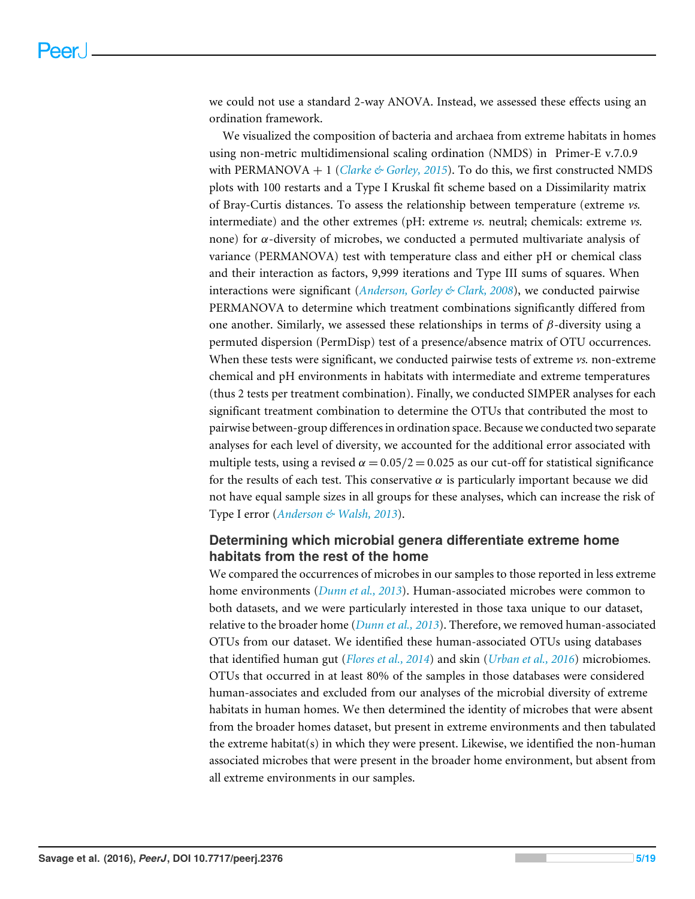we could not use a standard 2-way ANOVA. Instead, we assessed these effects using an ordination framework.

We visualized the composition of bacteria and archaea from extreme habitats in homes using non-metric multidimensional scaling ordination (NMDS) in Primer-E v.7.0.9 with PERMANOVA + 1 (*Clarke & Gorley, 2015*). To do this, we first constructed NMDS plots with 100 restarts and a Type I Kruskal fit scheme based on a Dissimilarity matrix of Bray-Curtis distances. To assess the relationship between temperature (extreme *vs.* intermediate) and the other extremes (pH: extreme *vs.* neutral; chemicals: extreme *vs.* none) for $\alpha$-diversity of microbes, we conducted a permuted multivariate analysis of variance (PERMANOVA) test with temperature class and either pH or chemical class and their interaction as factors, 9,999 iterations and Type III sums of squares. When interactions were significant (*Anderson, Gorley & Clark, 2008*), we conducted pairwise PERMANOVA to determine which treatment combinations significantly differed from one another. Similarly, we assessed these relationships in terms of $\beta$-diversity using a permuted dispersion (PermDisp) test of a presence/absence matrix of OTU occurrences. When these tests were significant, we conducted pairwise tests of extreme *vs.* non-extreme chemical and pH environments in habitats with intermediate and extreme temperatures (thus 2 tests per treatment combination). Finally, we conducted SIMPER analyses for each significant treatment combination to determine the OTUs that contributed the most to pairwise between-group differences in ordination space. Because we conducted two separate analyses for each level of diversity, we accounted for the additional error associated with multiple tests, using a revised $\alpha = 0.05/2 = 0.025$ as our cut-off for statistical significance for the results of each test. This conservative $\alpha$ is particularly important because we did not have equal sample sizes in all groups for these analyses, which can increase the risk of Type I error (*Anderson & Walsh, 2013*).

## Determining which microbial genera differentiate extreme home habitats from the rest of the home

We compared the occurrences of microbes in our samples to those reported in less extreme home environments (*Dunn et al., 2013*). Human-associated microbes were common to both datasets, and we were particularly interested in those taxa unique to our dataset, relative to the broader home (*Dunn et al., 2013*). Therefore, we removed human-associated OTUs from our dataset. We identified these human-associated OTUs using databases that identified human gut (*Flores et al., 2014*) and skin (*Urban et al., 2016*) microbiomes. OTUs that occurred in at least 80% of the samples in those databases were considered human-associates and excluded from our analyses of the microbial diversity of extreme habitats in human homes. We then determined the identity of microbes that were absent from the broader homes dataset, but present in extreme environments and then tabulated the extreme habitat(s) in which they were present. Likewise, we identified the non-human associated microbes that were present in the broader home environment, but absent from all extreme environments in our samples.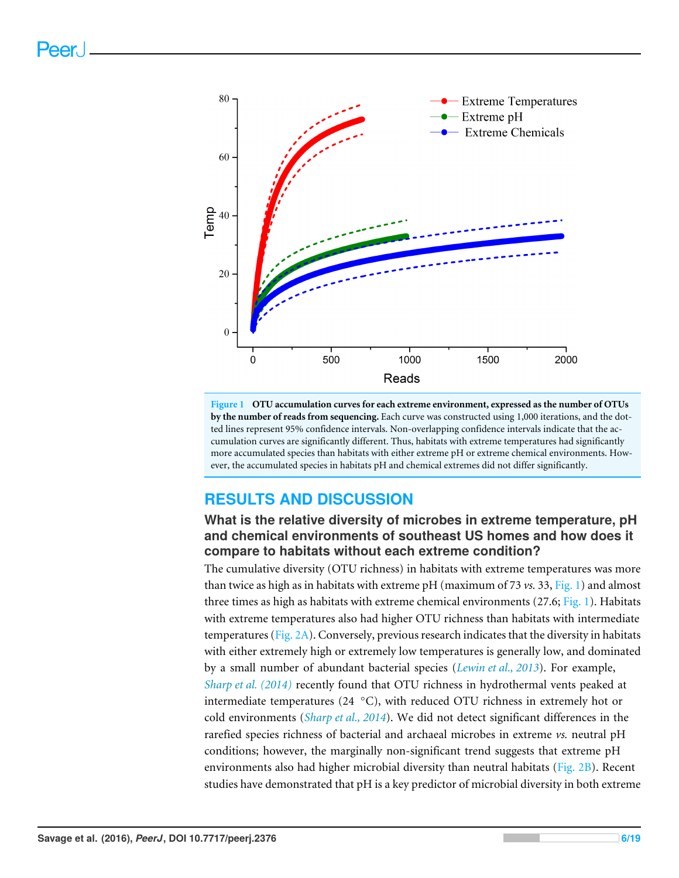**Figure 1 OTU accumulation curves for each extreme environment, expressed as the number of OTUs by the number of reads from sequencing.** Each curve was constructed using 1,000 iterations, and the dotted lines represent 95% confidence intervals. Non-overlapping confidence intervals indicate that the accumulation curves are significantly different. Thus, habitats with extreme temperatures had significantly more accumulated species than habitats with either extreme pH or extreme chemical environments. However, the accumulated species in habitats pH and chemical extremes did not differ significantly.

## RESULTS AND DISCUSSION

### What is the relative diversity of microbes in extreme temperature, pH and chemical environments of southeast US homes and how does it compare to habitats without each extreme condition?

The cumulative diversity (OTU richness) in habitats with extreme temperatures was more than twice as high as in habitats with extreme pH (maximum of 73 *vs.* 33, Fig. 1) and almost three times as high as habitats with extreme chemical environments (27.6; Fig. 1). Habitats with extreme temperatures also had higher OTU richness than habitats with intermediate temperatures (Fig. 2A). Conversely, previous research indicates that the diversity in habitats with either extremely high or extremely low temperatures is generally low, and dominated by a small number of abundant bacterial species (*Lewin et al., 2013*). For example, *Sharp et al. (2014)* recently found that OTU richness in hydrothermal vents peaked at intermediate temperatures (24 °C), with reduced OTU richness in extremely hot or cold environments (*Sharp et al., 2014*). We did not detect significant differences in the rarefied species richness of bacterial and archaeal microbes in extreme *vs.* neutral pH conditions; however, the marginally non-significant trend suggests that extreme pH environments also had higher microbial diversity than neutral habitats (Fig. 2B). Recent studies have demonstrated that pH is a key predictor of microbial diversity in both extreme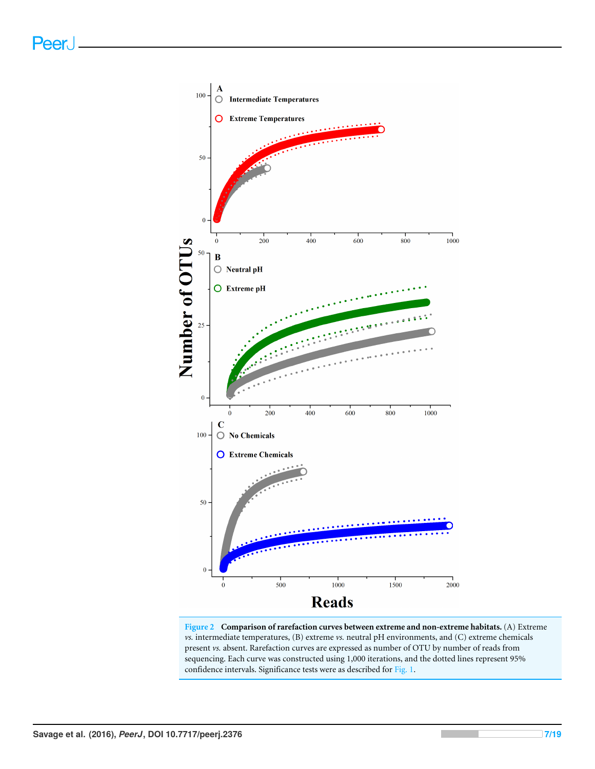Figure 2 **Comparison of rarefaction curves between extreme and non-extreme habitats.** (A) Extreme *vs.* intermediate temperatures, (B) extreme *vs.* neutral pH environments, and (C) extreme chemicals present *vs.* absent. Rarefaction curves are expressed as number of OTU by number of reads from sequencing. Each curve was constructed using 1,000 iterations, and the dotted lines represent 95% confidence intervals. Significance tests were as described for Fig. 1.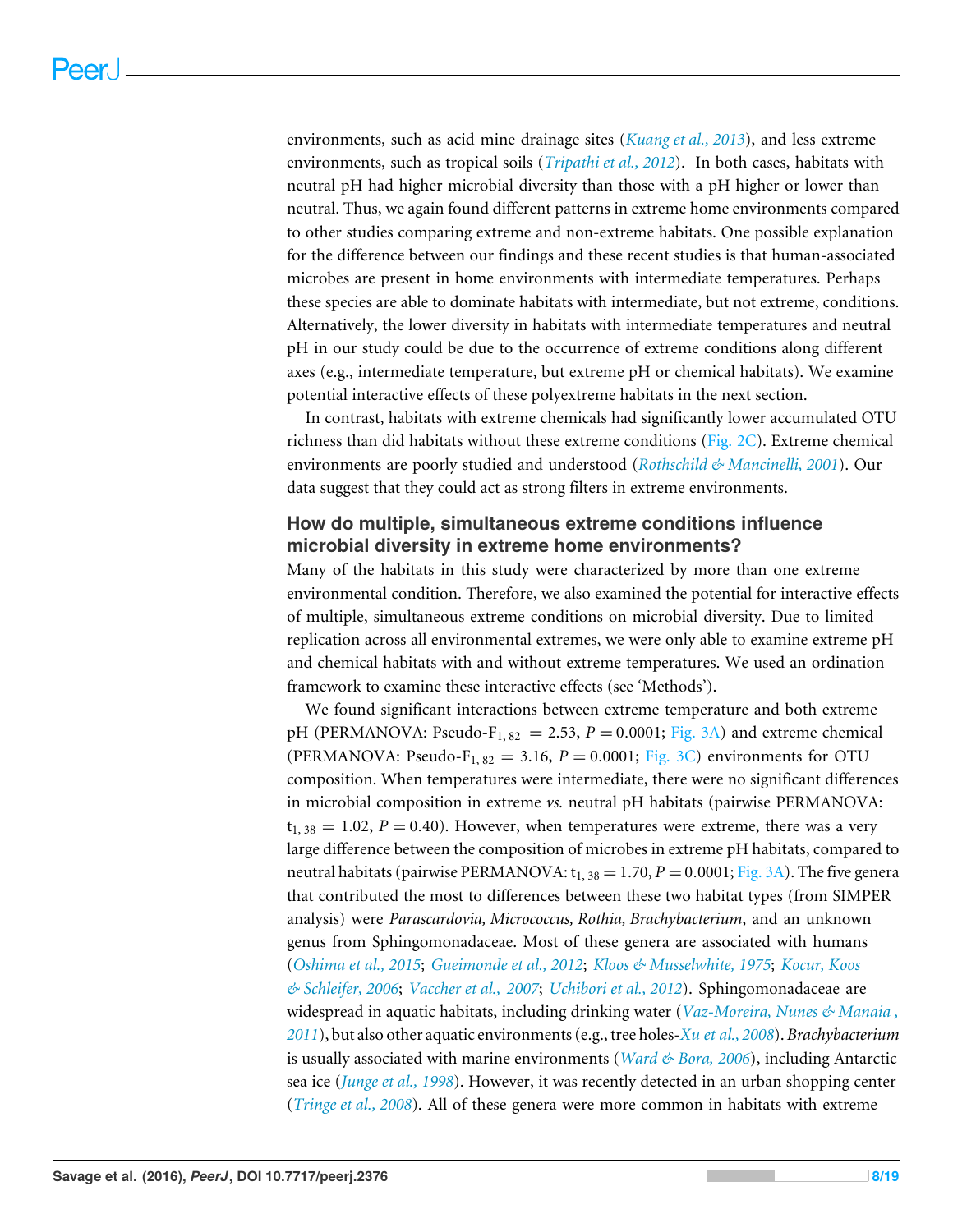environments, such as acid mine drainage sites (*Kuang et al., 2013*), and less extreme environments, such as tropical soils (*Tripathi et al., 2012*). In both cases, habitats with neutral pH had higher microbial diversity than those with a pH higher or lower than neutral. Thus, we again found different patterns in extreme home environments compared to other studies comparing extreme and non-extreme habitats. One possible explanation for the difference between our findings and these recent studies is that human-associated microbes are present in home environments with intermediate temperatures. Perhaps these species are able to dominate habitats with intermediate, but not extreme, conditions. Alternatively, the lower diversity in habitats with intermediate temperatures and neutral pH in our study could be due to the occurrence of extreme conditions along different axes (e.g., intermediate temperature, but extreme pH or chemical habitats). We examine potential interactive effects of these polyextreme habitats in the next section.

In contrast, habitats with extreme chemicals had significantly lower accumulated OTU richness than did habitats without these extreme conditions (Fig. 2C). Extreme chemical environments are poorly studied and understood (*Rothschild & Mancinelli, 2001*). Our data suggest that they could act as strong filters in extreme environments.

### How do multiple, simultaneous extreme conditions influence microbial diversity in extreme home environments?

Many of the habitats in this study were characterized by more than one extreme environmental condition. Therefore, we also examined the potential for interactive effects of multiple, simultaneous extreme conditions on microbial diversity. Due to limited replication across all environmental extremes, we were only able to examine extreme pH and chemical habitats with and without extreme temperatures. We used an ordination framework to examine these interactive effects (see 'Methods').

We found significant interactions between extreme temperature and both extreme pH (PERMANOVA: Pseudo-$F_{1,82} = 2.53$, $P = 0.0001$; Fig. 3A) and extreme chemical (PERMANOVA: Pseudo-$F_{1,82} = 3.16$, $P = 0.0001$; Fig. 3C) environments for OTU composition. When temperatures were intermediate, there were no significant differences in microbial composition in extreme *vs.* neutral pH habitats (pairwise PERMANOVA: $t_{1,38} = 1.02$, $P = 0.40$). However, when temperatures were extreme, there was a very large difference between the composition of microbes in extreme pH habitats, compared to neutral habitats (pairwise PERMANOVA: $t_{1,38} = 1.70$, $P = 0.0001$; Fig. 3A). The five genera that contributed the most to differences between these two habitat types (from SIMPER analysis) were *Parascardovia, Micrococcus, Rothia, Brachybacterium*, and an unknown genus from Sphingomonadaceae. Most of these genera are associated with humans (*Oshima et al., 2015*; *Gueimonde et al., 2012*; *Kloos & Musselwhite, 1975*; *Kocur, Koos & Schleifer, 2006*; *Vaccher et al., 2007*; *Uchibori et al., 2012*). Sphingomonadaceae are widespread in aquatic habitats, including drinking water (*Vaz-Moreira, Nunes & Manaia , 2011*), but also other aquatic environments (e.g., tree holes-*Xu et al., 2008*). *Brachybacterium* is usually associated with marine environments (*Ward & Bora, 2006*), including Antarctic sea ice (*Junge et al., 1998*). However, it was recently detected in an urban shopping center (*Tringe et al., 2008*). All of these genera were more common in habitats with extreme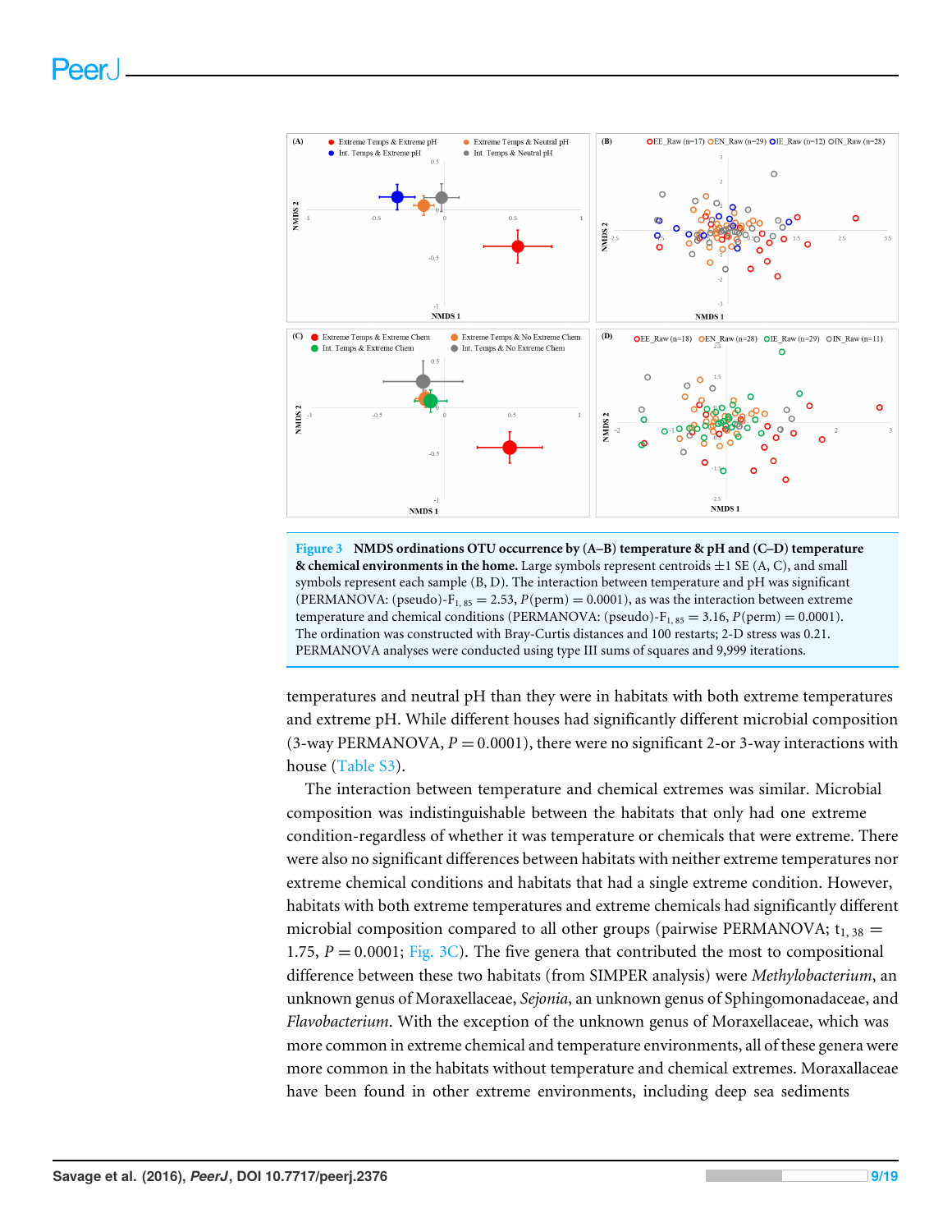**Figure 3 NMDS ordinations OTU occurrence by (A–B) temperature & pH and (C–D) temperature & chemical environments in the home.** Large symbols represent centroids ±1 SE (A, C), and small symbols represent each sample (B, D). The interaction between temperature and pH was significant (PERMANOVA: (pseudo)-$F_{1,85} = 2.53$, $P(\text{perm}) = 0.0001$), as was the interaction between extreme temperature and chemical conditions (PERMANOVA: (pseudo)-$F_{1,85} = 3.16$, $P(\text{perm}) = 0.0001$). The ordination was constructed with Bray-Curtis distances and 100 restarts; 2-D stress was 0.21. PERMANOVA analyses were conducted using type III sums of squares and 9,999 iterations.

temperatures and neutral pH than they were in habitats with both extreme temperatures and extreme pH. While different houses had significantly different microbial composition (3-way PERMANOVA, $P = 0.0001$), there were no significant 2-or 3-way interactions with house (Table S3).

The interaction between temperature and chemical extremes was similar. Microbial composition was indistinguishable between the habitats that only had one extreme condition-regardless of whether it was temperature or chemicals that were extreme. There were also no significant differences between habitats with neither extreme temperatures nor extreme chemical conditions and habitats that had a single extreme condition. However, habitats with both extreme temperatures and extreme chemicals had significantly different microbial composition compared to all other groups (pairwise PERMANOVA; $t_{1,38} = 1.75$, $P = 0.0001$; Fig. 3C). The five genera that contributed the most to compositional difference between these two habitats (from SIMPER analysis) were *Methylobacterium*, an unknown genus of Moraxellaceae, *Sejonia*, an unknown genus of Sphingomonadaceae, and *Flavobacterium*. With the exception of the unknown genus of Moraxellaceae, which was more common in extreme chemical and temperature environments, all of these genera were more common in the habitats without temperature and chemical extremes. Moraxallaceae have been found in other extreme environments, including deep sea sediments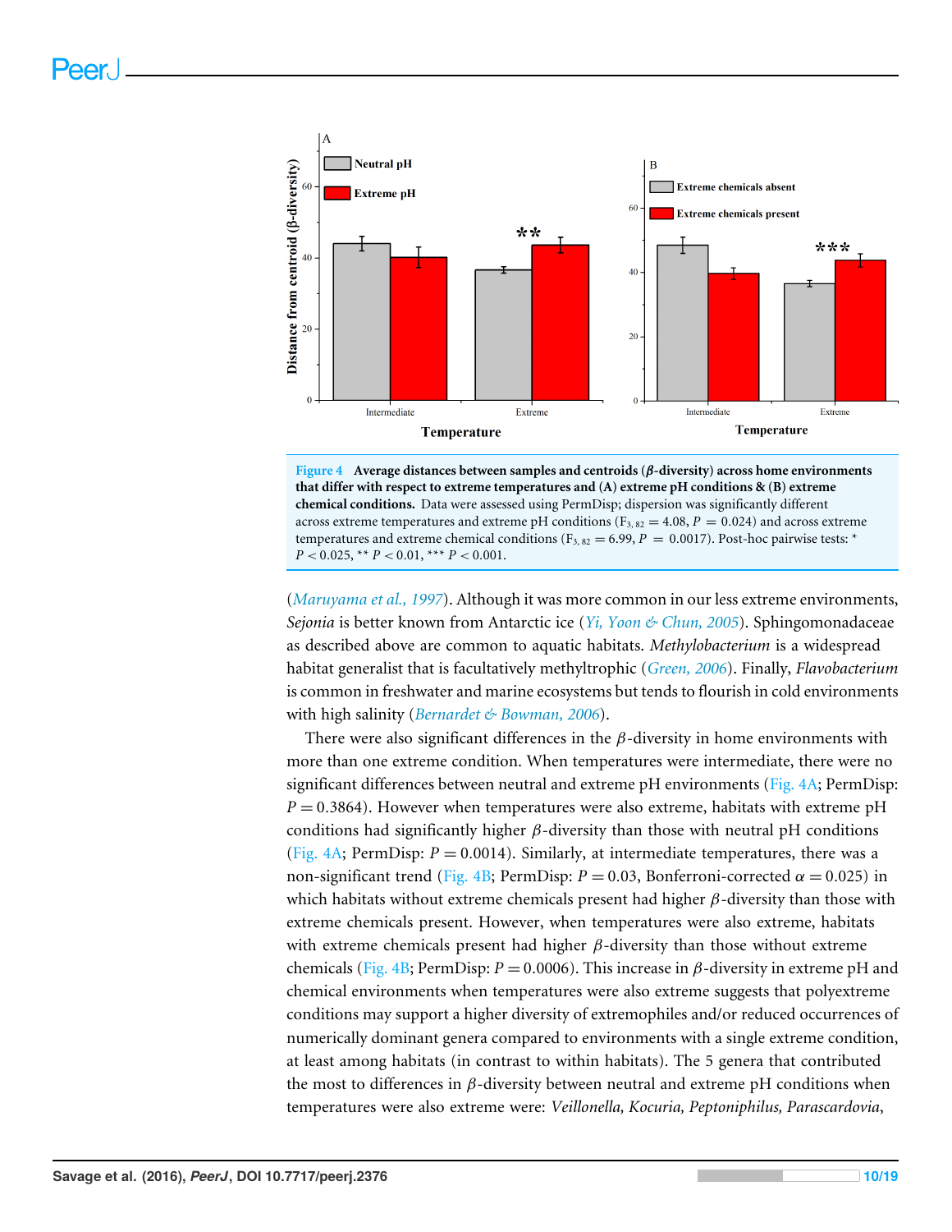**Figure 4 Average distances between samples and centroids (β-diversity) across home environments that differ with respect to extreme temperatures and (A) extreme pH conditions & (B) extreme chemical conditions.** Data were assessed using PermDisp; dispersion was significantly different across extreme temperatures and extreme pH conditions ($F_{3,82} = 4.08$, $P = 0.024$) and across extreme temperatures and extreme chemical conditions ($F_{3,82} = 6.99$, $P = 0.0017$). Post-hoc pairwise tests: * $P < 0.025$, ** $P < 0.01$, *** $P < 0.001$.

(*Maruyama et al., 1997*). Although it was more common in our less extreme environments, *Sejonia* is better known from Antarctic ice (*Yi, Yoon & Chun, 2005*). Sphingomonadaceae as described above are common to aquatic habitats. *Methylobacterium* is a widespread habitat generalist that is facultatively methyltrophic (*Green, 2006*). Finally, *Flavobacterium* is common in freshwater and marine ecosystems but tends to flourish in cold environments with high salinity (*Bernardet & Bowman, 2006*).

There were also significant differences in the $\beta$-diversity in home environments with more than one extreme condition. When temperatures were intermediate, there were no significant differences between neutral and extreme pH environments (Fig. 4A; PermDisp: $P = 0.3864$). However when temperatures were also extreme, habitats with extreme pH conditions had significantly higher $\beta$-diversity than those with neutral pH conditions (Fig. 4A; PermDisp: $P = 0.0014$). Similarly, at intermediate temperatures, there was a non-significant trend (Fig. 4B; PermDisp: $P = 0.03$, Bonferroni-corrected $\alpha = 0.025$) in which habitats without extreme chemicals present had higher $\beta$-diversity than those with extreme chemicals present. However, when temperatures were also extreme, habitats with extreme chemicals present had higher $\beta$-diversity than those without extreme chemicals (Fig. 4B; PermDisp: $P = 0.0006$). This increase in $\beta$-diversity in extreme pH and chemical environments when temperatures were also extreme suggests that polyextreme conditions may support a higher diversity of extremophiles and/or reduced occurrences of numerically dominant genera compared to environments with a single extreme condition, at least among habitats (in contrast to within habitats). The 5 genera that contributed the most to differences in $\beta$-diversity between neutral and extreme pH conditions when temperatures were also extreme were: *Veillonella, Kocuria, Peptoniphilus, Parascardovia*,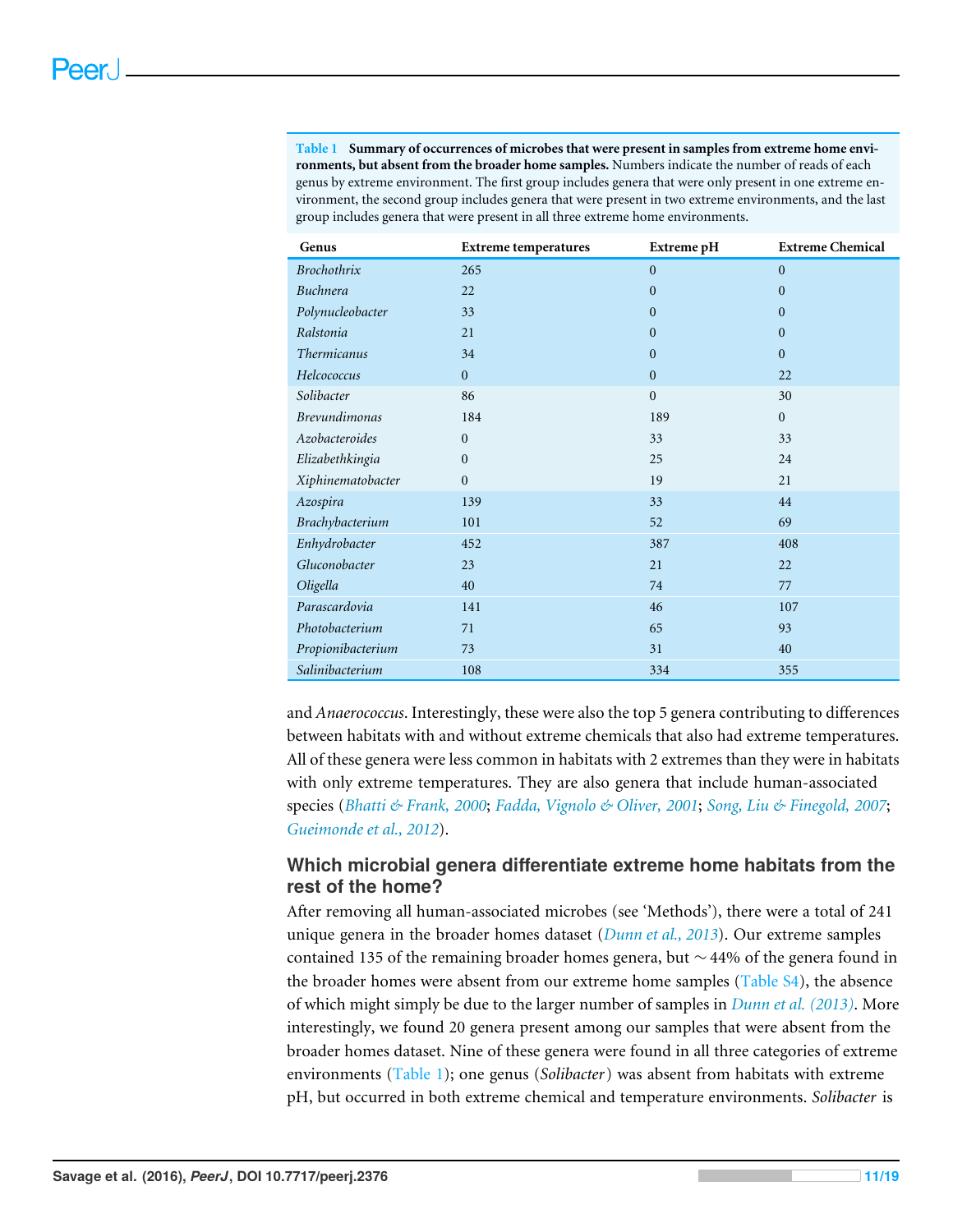**Table 1 Summary of occurrences of microbes that were present in samples from extreme home environments, but absent from the broader home samples.** Numbers indicate the number of reads of each genus by extreme environment. The first group includes genera that were only present in one extreme environment, the second group includes genera that were present in two extreme environments, and the last group includes genera that were present in all three extreme home environments.

| Genus | Extreme temperatures | Extreme pH | Extreme Chemical |
|---|---|---|---|
| *Brochothrix* | 265 | 0 | 0 |
| *Buchnera* | 22 | 0 | 0 |
| *Polynucleobacter* | 33 | 0 | 0 |
| *Ralstonia* | 21 | 0 | 0 |
| *Thermicanus* | 34 | 0 | 0 |
| *Helcococcus* | 0 | 0 | 22 |
| *Solibacter* | 86 | 0 | 30 |
| *Brevundimonas* | 184 | 189 | 0 |
| *Azobacteroides* | 0 | 33 | 33 |
| *Elizabethkingia* | 0 | 25 | 24 |
| *Xiphinematobacter* | 0 | 19 | 21 |
| *Azospira* | 139 | 33 | 44 |
| *Brachybacterium* | 101 | 52 | 69 |
| *Enhydrobacter* | 452 | 387 | 408 |
| *Gluconobacter* | 23 | 21 | 22 |
| *Oligella* | 40 | 74 | 77 |
| *Parascardovia* | 141 | 46 | 107 |
| *Photobacterium* | 71 | 65 | 93 |
| *Propionibacterium* | 73 | 31 | 40 |
| *Salinibacterium* | 108 | 334 | 355 |

and *Anaerococcus*. Interestingly, these were also the top 5 genera contributing to differences between habitats with and without extreme chemicals that also had extreme temperatures. All of these genera were less common in habitats with 2 extremes than they were in habitats with only extreme temperatures. They are also genera that include human-associated species (Bhatti & Frank, 2000; Fadda, Vignolo & Oliver, 2001; Song, Liu & Finegold, 2007; Gueimonde et al., 2012).

## Which microbial genera differentiate extreme home habitats from the rest of the home?

After removing all human-associated microbes (see 'Methods'), there were a total of 241 unique genera in the broader homes dataset (Dunn et al., 2013). Our extreme samples contained 135 of the remaining broader homes genera, but ~44% of the genera found in the broader homes were absent from our extreme home samples (Table S4), the absence of which might simply be due to the larger number of samples in Dunn et al. (2013). More interestingly, we found 20 genera present among our samples that were absent from the broader homes dataset. Nine of these genera were found in all three categories of extreme environments (Table 1); one genus (*Solibacter*) was absent from habitats with extreme pH, but occurred in both extreme chemical and temperature environments. *Solibacter* is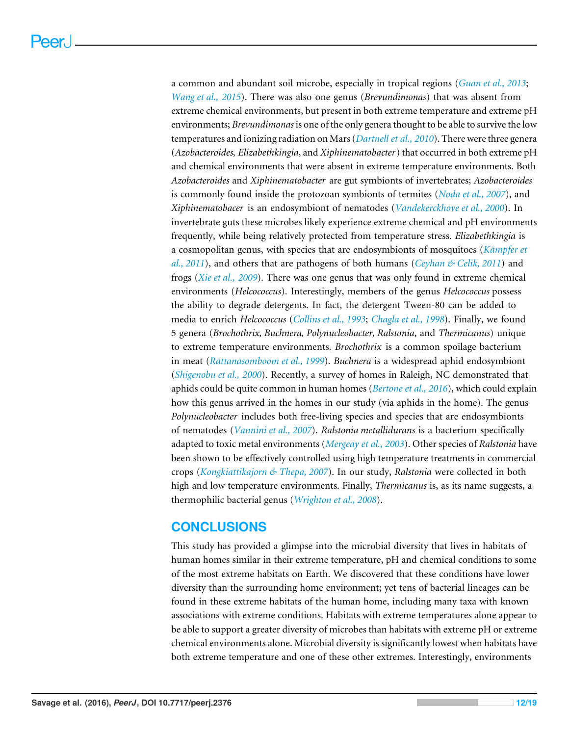a common and abundant soil microbe, especially in tropical regions (*Guan et al., 2013*; *Wang et al., 2015*). There was also one genus (*Brevundimonas*) that was absent from extreme chemical environments, but present in both extreme temperature and extreme pH environments; *Brevundimonas* is one of the only genera thought to be able to survive the low temperatures and ionizing radiation on Mars (*Dartnell et al., 2010*). There were three genera (*Azobacteroides, Elizabethkingia*, and *Xiphinematobacter*) that occurred in both extreme pH and chemical environments that were absent in extreme temperature environments. Both *Azobacteroides* and *Xiphinematobacter* are gut symbionts of invertebrates; *Azobacteroides* is commonly found inside the protozoan symbionts of termites (*Noda et al., 2007*), and *Xiphinematobacer* is an endosymbiont of nematodes (*Vandekerckhove et al., 2000*). In invertebrate guts these microbes likely experience extreme chemical and pH environments frequently, while being relatively protected from temperature stress. *Elizabethkingia* is a cosmopolitan genus, with species that are endosymbionts of mosquitoes (*Kämpfer et al., 2011*), and others that are pathogens of both humans (*Ceyhan & Celik, 2011*) and frogs (*Xie et al., 2009*). There was one genus that was only found in extreme chemical environments (*Helcococcus*). Interestingly, members of the genus *Helcococcus* possess the ability to degrade detergents. In fact, the detergent Tween-80 can be added to media to enrich *Helcococcus* (*Collins et al., 1993*; *Chagla et al., 1998*). Finally, we found 5 genera (*Brochothrix, Buchnera, Polynucleobacter, Ralstonia*, and *Thermicanus*) unique to extreme temperature environments. *Brochothrix* is a common spoilage bacterium in meat (*Rattanasomboom et al., 1999*). *Buchnera* is a widespread aphid endosymbiont (*Shigenobu et al., 2000*). Recently, a survey of homes in Raleigh, NC demonstrated that aphids could be quite common in human homes (*Bertone et al., 2016*), which could explain how this genus arrived in the homes in our study (via aphids in the home). The genus *Polynucleobacter* includes both free-living species and species that are endosymbionts of nematodes (*Vannini et al., 2007*). *Ralstonia metallidurans* is a bacterium specifically adapted to toxic metal environments (*Mergeay et al., 2003*). Other species of *Ralstonia* have been shown to be effectively controlled using high temperature treatments in commercial crops (*Kongkiattikajorn & Thepa, 2007*). In our study, *Ralstonia* were collected in both high and low temperature environments. Finally, *Thermicanus* is, as its name suggests, a thermophilic bacterial genus (*Wrighton et al., 2008*).

## CONCLUSIONS

This study has provided a glimpse into the microbial diversity that lives in habitats of human homes similar in their extreme temperature, pH and chemical conditions to some of the most extreme habitats on Earth. We discovered that these conditions have lower diversity than the surrounding home environment; yet tens of bacterial lineages can be found in these extreme habitats of the human home, including many taxa with known associations with extreme conditions. Habitats with extreme temperatures alone appear to be able to support a greater diversity of microbes than habitats with extreme pH or extreme chemical environments alone. Microbial diversity is significantly lowest when habitats have both extreme temperature and one of these other extremes. Interestingly, environments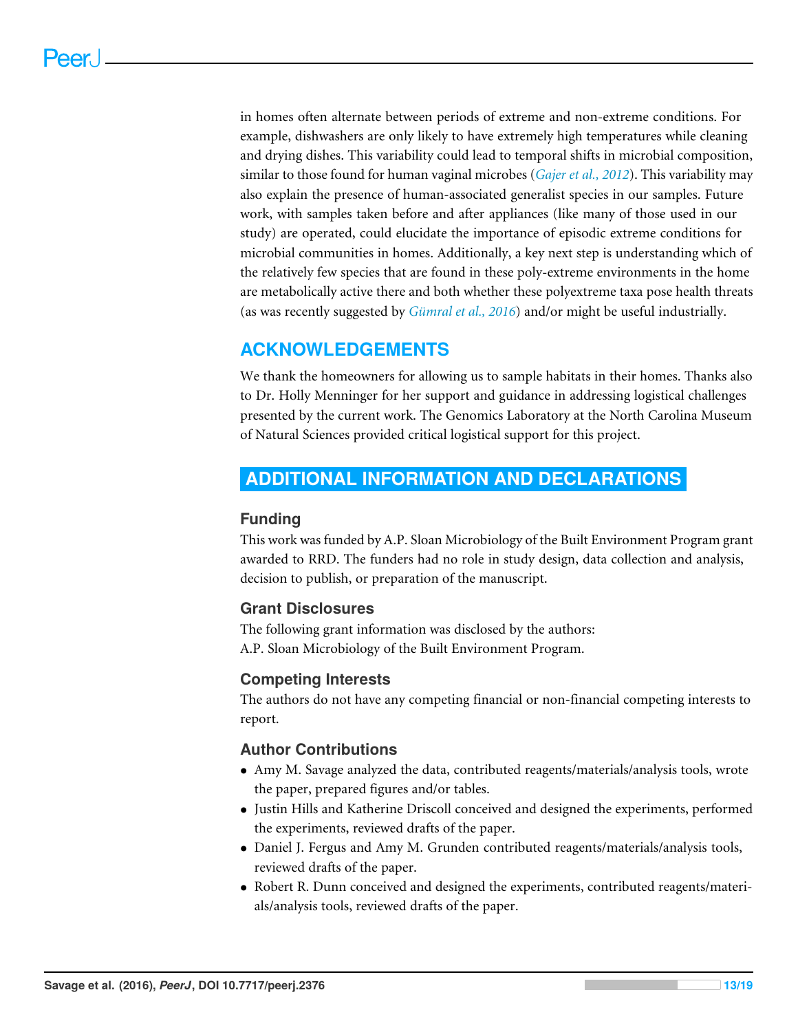in homes often alternate between periods of extreme and non-extreme conditions. For example, dishwashers are only likely to have extremely high temperatures while cleaning and drying dishes. This variability could lead to temporal shifts in microbial composition, similar to those found for human vaginal microbes (*Gajer et al., 2012*). This variability may also explain the presence of human-associated generalist species in our samples. Future work, with samples taken before and after appliances (like many of those used in our study) are operated, could elucidate the importance of episodic extreme conditions for microbial communities in homes. Additionally, a key next step is understanding which of the relatively few species that are found in these poly-extreme environments in the home are metabolically active there and both whether these polyextreme taxa pose health threats (as was recently suggested by *Gümral et al., 2016*) and/or might be useful industrially.

## ACKNOWLEDGEMENTS

We thank the homeowners for allowing us to sample habitats in their homes. Thanks also to Dr. Holly Menninger for her support and guidance in addressing logistical challenges presented by the current work. The Genomics Laboratory at the North Carolina Museum of Natural Sciences provided critical logistical support for this project.

## ADDITIONAL INFORMATION AND DECLARATIONS

### Funding

This work was funded by A.P. Sloan Microbiology of the Built Environment Program grant awarded to RRD. The funders had no role in study design, data collection and analysis, decision to publish, or preparation of the manuscript.

### Grant Disclosures

The following grant information was disclosed by the authors:
A.P. Sloan Microbiology of the Built Environment Program.

### Competing Interests

The authors do not have any competing financial or non-financial competing interests to report.

### Author Contributions

- Amy M. Savage analyzed the data, contributed reagents/materials/analysis tools, wrote the paper, prepared figures and/or tables.
- Justin Hills and Katherine Driscoll conceived and designed the experiments, performed the experiments, reviewed drafts of the paper.
- Daniel J. Fergus and Amy M. Grunden contributed reagents/materials/analysis tools, reviewed drafts of the paper.
- Robert R. Dunn conceived and designed the experiments, contributed reagents/materials/analysis tools, reviewed drafts of the paper.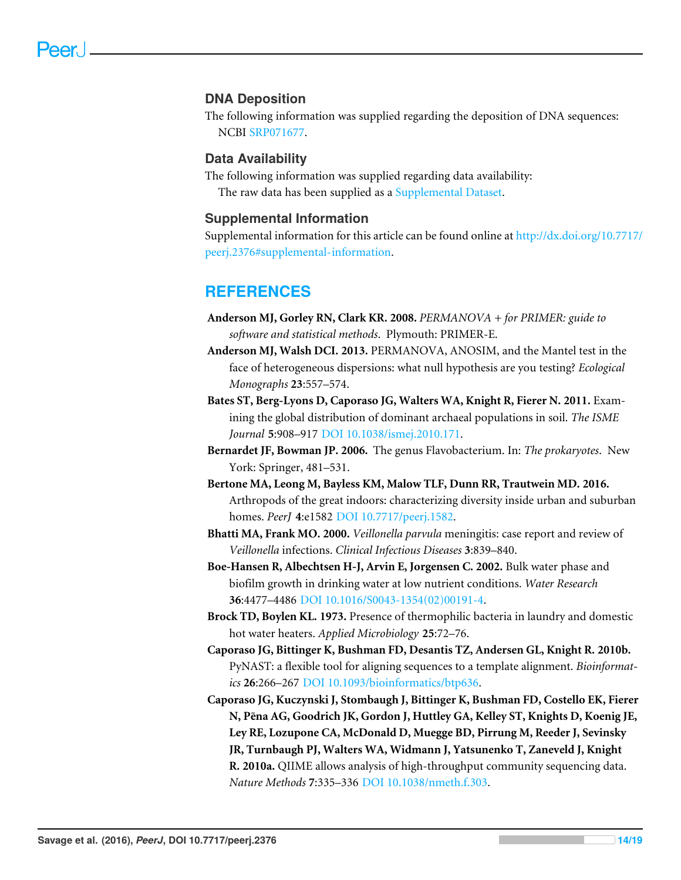### DNA Deposition

The following information was supplied regarding the deposition of DNA sequences:

NCBI SRP071677.

### Data Availability

The following information was supplied regarding data availability:

The raw data has been supplied as a Supplemental Dataset.

### Supplemental Information

Supplemental information for this article can be found online at http://dx.doi.org/10.7717/peerj.2376#supplemental-information.

## REFERENCES

**Anderson MJ, Gorley RN, Clark KR. 2008.** *PERMANOVA + for PRIMER: guide to software and statistical methods*. Plymouth: PRIMER-E.

**Anderson MJ, Walsh DCI. 2013.** PERMANOVA, ANOSIM, and the Mantel test in the face of heterogeneous dispersions: what null hypothesis are you testing? *Ecological Monographs* **23**:557–574.

**Bates ST, Berg-Lyons D, Caporaso JG, Walters WA, Knight R, Fierer N. 2011.** Examining the global distribution of dominant archaeal populations in soil. *The ISME Journal* **5**:908–917 DOI 10.1038/ismej.2010.171.

**Bernardet JF, Bowman JP. 2006.** The genus Flavobacterium. In: *The prokaryotes*. New York: Springer, 481–531.

**Bertone MA, Leong M, Bayless KM, Malow TLF, Dunn RR, Trautwein MD. 2016.** Arthropods of the great indoors: characterizing diversity inside urban and suburban homes. *PeerJ* **4**:e1582 DOI 10.7717/peerj.1582.

**Bhatti MA, Frank MO. 2000.** *Veillonella parvula* meningitis: case report and review of *Veillonella* infections. *Clinical Infectious Diseases* **3**:839–840.

**Boe-Hansen R, Albechtsen H-J, Arvin E, Jorgensen C. 2002.** Bulk water phase and biofilm growth in drinking water at low nutrient conditions. *Water Research* **36**:4477–4486 DOI 10.1016/S0043-1354(02)00191-4.

**Brock TD, Boylen KL. 1973.** Presence of thermophilic bacteria in laundry and domestic hot water heaters. *Applied Microbiology* **25**:72–76.

**Caporaso JG, Bittinger K, Bushman FD, Desantis TZ, Andersen GL, Knight R. 2010b.** PyNAST: a flexible tool for aligning sequences to a template alignment. *Bioinformatics* **26**:266–267 DOI 10.1093/bioinformatics/btp636.

**Caporaso JG, Kuczynski J, Stombaugh J, Bittinger K, Bushman FD, Costello EK, Fierer N, Pēna AG, Goodrich JK, Gordon J, Huttley GA, Kelley ST, Knights D, Koenig JE, Ley RE, Lozupone CA, McDonald D, Muegge BD, Pirrung M, Reeder J, Sevinsky JR, Turnbaugh PJ, Walters WA, Widmann J, Yatsunenko T, Zaneveld J, Knight R. 2010a.** QIIME allows analysis of high-throughput community sequencing data. *Nature Methods* **7**:335–336 DOI 10.1038/nmeth.f.303.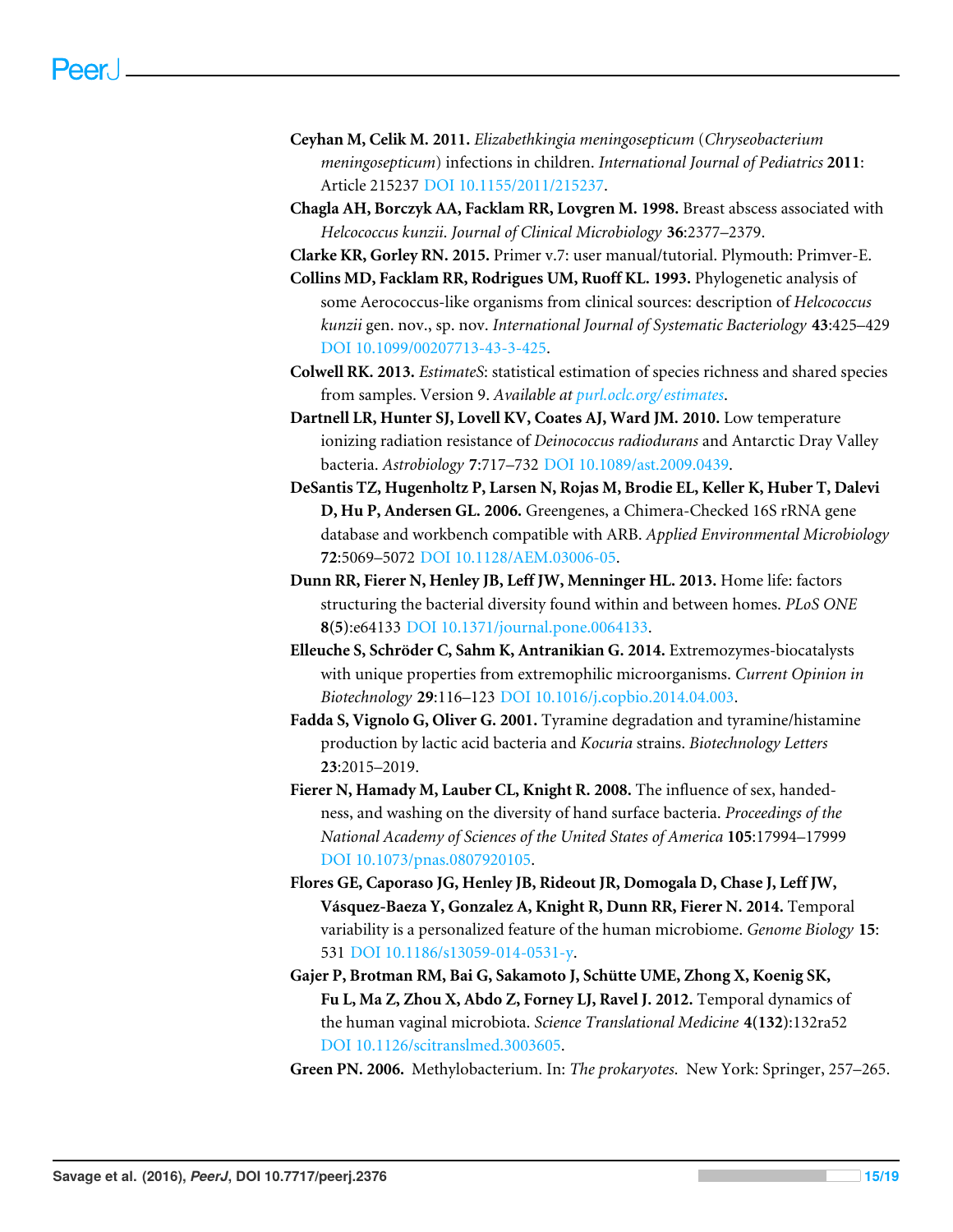**Ceyhan M, Celik M. 2011.** *Elizabethkingia meningosepticum* (*Chryseobacterium meningosepticum*) infections in children. *International Journal of Pediatrics* **2011**: Article 215237 DOI 10.1155/2011/215237.

**Chagla AH, Borczyk AA, Facklam RR, Lovgren M. 1998.** Breast abscess associated with *Helcococcus kunzii*. *Journal of Clinical Microbiology* **36**:2377–2379.

**Clarke KR, Gorley RN. 2015.** Primer v.7: user manual/tutorial. Plymouth: Primver-E.

**Collins MD, Facklam RR, Rodrigues UM, Ruoff KL. 1993.** Phylogenetic analysis of some Aerococcus-like organisms from clinical sources: description of *Helcococcus kunzii* gen. nov., sp. nov. *International Journal of Systematic Bacteriology* **43**:425–429 DOI 10.1099/00207713-43-3-425.

**Colwell RK. 2013.** *EstimateS*: statistical estimation of species richness and shared species from samples. Version 9. *Available at* purl.oclc.org/estimates.

**Dartnell LR, Hunter SJ, Lovell KV, Coates AJ, Ward JM. 2010.** Low temperature ionizing radiation resistance of *Deinococcus radiodurans* and Antarctic Dray Valley bacteria. *Astrobiology* **7**:717–732 DOI 10.1089/ast.2009.0439.

**DeSantis TZ, Hugenholtz P, Larsen N, Rojas M, Brodie EL, Keller K, Huber T, Dalevi D, Hu P, Andersen GL. 2006.** Greengenes, a Chimera-Checked 16S rRNA gene database and workbench compatible with ARB. *Applied Environmental Microbiology* **72**:5069–5072 DOI 10.1128/AEM.03006-05.

**Dunn RR, Fierer N, Henley JB, Leff JW, Menninger HL. 2013.** Home life: factors structuring the bacterial diversity found within and between homes. *PLoS ONE* **8(5)**:e64133 DOI 10.1371/journal.pone.0064133.

**Elleuche S, Schröder C, Sahm K, Antranikian G. 2014.** Extremozymes-biocatalysts with unique properties from extremophilic microorganisms. *Current Opinion in Biotechnology* **29**:116–123 DOI 10.1016/j.copbio.2014.04.003.

**Fadda S, Vignolo G, Oliver G. 2001.** Tyramine degradation and tyramine/histamine production by lactic acid bacteria and *Kocuria* strains. *Biotechnology Letters* **23**:2015–2019.

**Fierer N, Hamady M, Lauber CL, Knight R. 2008.** The influence of sex, handedness, and washing on the diversity of hand surface bacteria. *Proceedings of the National Academy of Sciences of the United States of America* **105**:17994–17999 DOI 10.1073/pnas.0807920105.

**Flores GE, Caporaso JG, Henley JB, Rideout JR, Domogala D, Chase J, Leff JW, Vásquez-Baeza Y, Gonzalez A, Knight R, Dunn RR, Fierer N. 2014.** Temporal variability is a personalized feature of the human microbiome. *Genome Biology* **15**: 531 DOI 10.1186/s13059-014-0531-y.

**Gajer P, Brotman RM, Bai G, Sakamoto J, Schütte UME, Zhong X, Koenig SK, Fu L, Ma Z, Zhou X, Abdo Z, Forney LJ, Ravel J. 2012.** Temporal dynamics of the human vaginal microbiota. *Science Translational Medicine* **4(132)**:132ra52 DOI 10.1126/scitranslmed.3003605.

**Green PN. 2006.** Methylobacterium. In: *The prokaryotes.* New York: Springer, 257–265.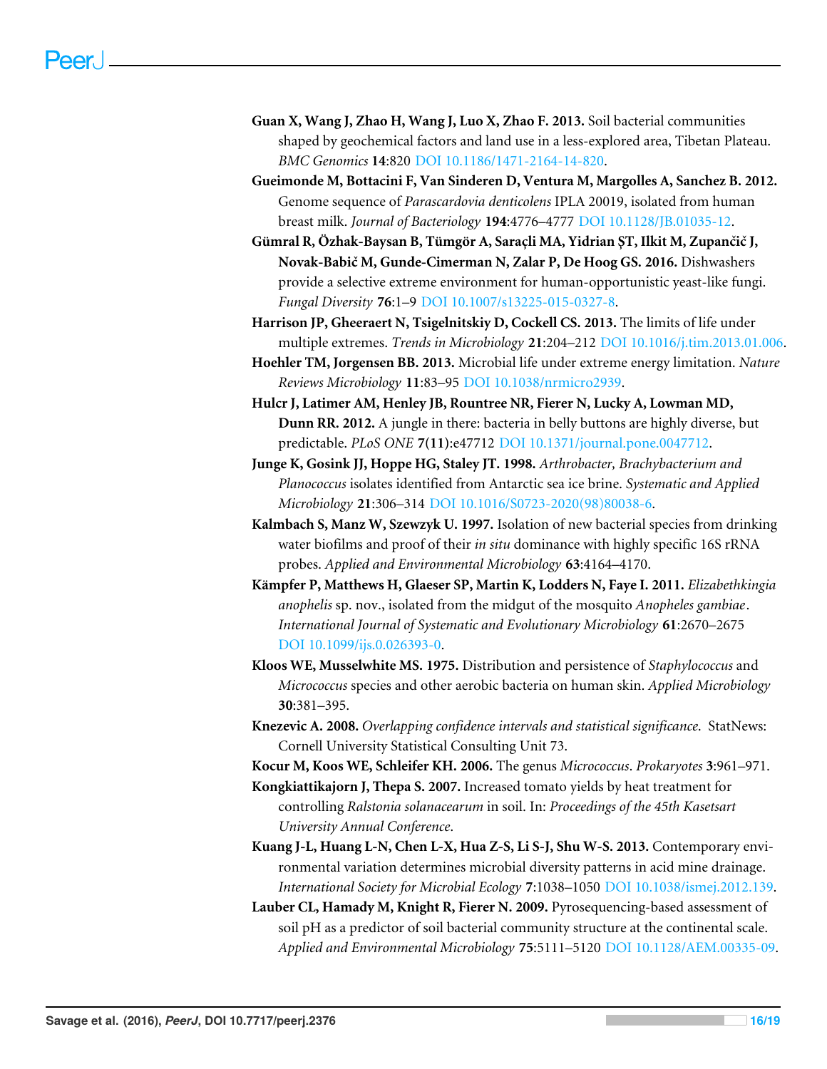**Guan X, Wang J, Zhao H, Wang J, Luo X, Zhao F. 2013.** Soil bacterial communities shaped by geochemical factors and land use in a less-explored area, Tibetan Plateau. *BMC Genomics* **14**:820 DOI 10.1186/1471-2164-14-820.

**Gueimonde M, Bottacini F, Van Sinderen D, Ventura M, Margolles A, Sanchez B. 2012.** Genome sequence of *Parascardovia denticolens* IPLA 20019, isolated from human breast milk. *Journal of Bacteriology* **194**:4776–4777 DOI 10.1128/JB.01035-12.

**Gümral R, Özhak-Baysan B, Tümgör A, Saraçli MA, Yidrian ŞT, Ilkit M, Zupančič J, Novak-Babič M, Gunde-Cimerman N, Zalar P, De Hoog GS. 2016.** Dishwashers provide a selective extreme environment for human-opportunistic yeast-like fungi. *Fungal Diversity* **76**:1–9 DOI 10.1007/s13225-015-0327-8.

**Harrison JP, Gheeraert N, Tsigelnitskiy D, Cockell CS. 2013.** The limits of life under multiple extremes. *Trends in Microbiology* **21**:204–212 DOI 10.1016/j.tim.2013.01.006.

**Hoehler TM, Jorgensen BB. 2013.** Microbial life under extreme energy limitation. *Nature Reviews Microbiology* **11**:83–95 DOI 10.1038/nrmicro2939.

**Hulcr J, Latimer AM, Henley JB, Rountree NR, Fierer N, Lucky A, Lowman MD, Dunn RR. 2012.** A jungle in there: bacteria in belly buttons are highly diverse, but predictable. *PLoS ONE* **7(11)**:e47712 DOI 10.1371/journal.pone.0047712.

**Junge K, Gosink JJ, Hoppe HG, Staley JT. 1998.** *Arthrobacter, Brachybacterium and Planococcus* isolates identified from Antarctic sea ice brine. *Systematic and Applied Microbiology* **21**:306–314 DOI 10.1016/S0723-2020(98)80038-6.

**Kalmbach S, Manz W, Szewzyk U. 1997.** Isolation of new bacterial species from drinking water biofilms and proof of their *in situ* dominance with highly specific 16S rRNA probes. *Applied and Environmental Microbiology* **63**:4164–4170.

**Kämpfer P, Matthews H, Glaeser SP, Martin K, Lodders N, Faye I. 2011.** *Elizabethkingia anophelis* sp. nov., isolated from the midgut of the mosquito *Anopheles gambiae*. *International Journal of Systematic and Evolutionary Microbiology* **61**:2670–2675 DOI 10.1099/ijs.0.026393-0.

**Kloos WE, Musselwhite MS. 1975.** Distribution and persistence of *Staphylococcus* and *Micrococcus* species and other aerobic bacteria on human skin. *Applied Microbiology* **30**:381–395.

**Knezevic A. 2008.** *Overlapping confidence intervals and statistical significance.* StatNews: Cornell University Statistical Consulting Unit 73.

**Kocur M, Koos WE, Schleifer KH. 2006.** The genus *Micrococcus*. *Prokaryotes* **3**:961–971.

**Kongkiattikajorn J, Thepa S. 2007.** Increased tomato yields by heat treatment for controlling *Ralstonia solanacearum* in soil. In: *Proceedings of the 45th Kasetsart University Annual Conference*.

**Kuang J-L, Huang L-N, Chen L-X, Hua Z-S, Li S-J, Shu W-S. 2013.** Contemporary environmental variation determines microbial diversity patterns in acid mine drainage. *International Society for Microbial Ecology* **7**:1038–1050 DOI 10.1038/ismej.2012.139.

**Lauber CL, Hamady M, Knight R, Fierer N. 2009.** Pyrosequencing-based assessment of soil pH as a predictor of soil bacterial community structure at the continental scale. *Applied and Environmental Microbiology* **75**:5111–5120 DOI 10.1128/AEM.00335-09.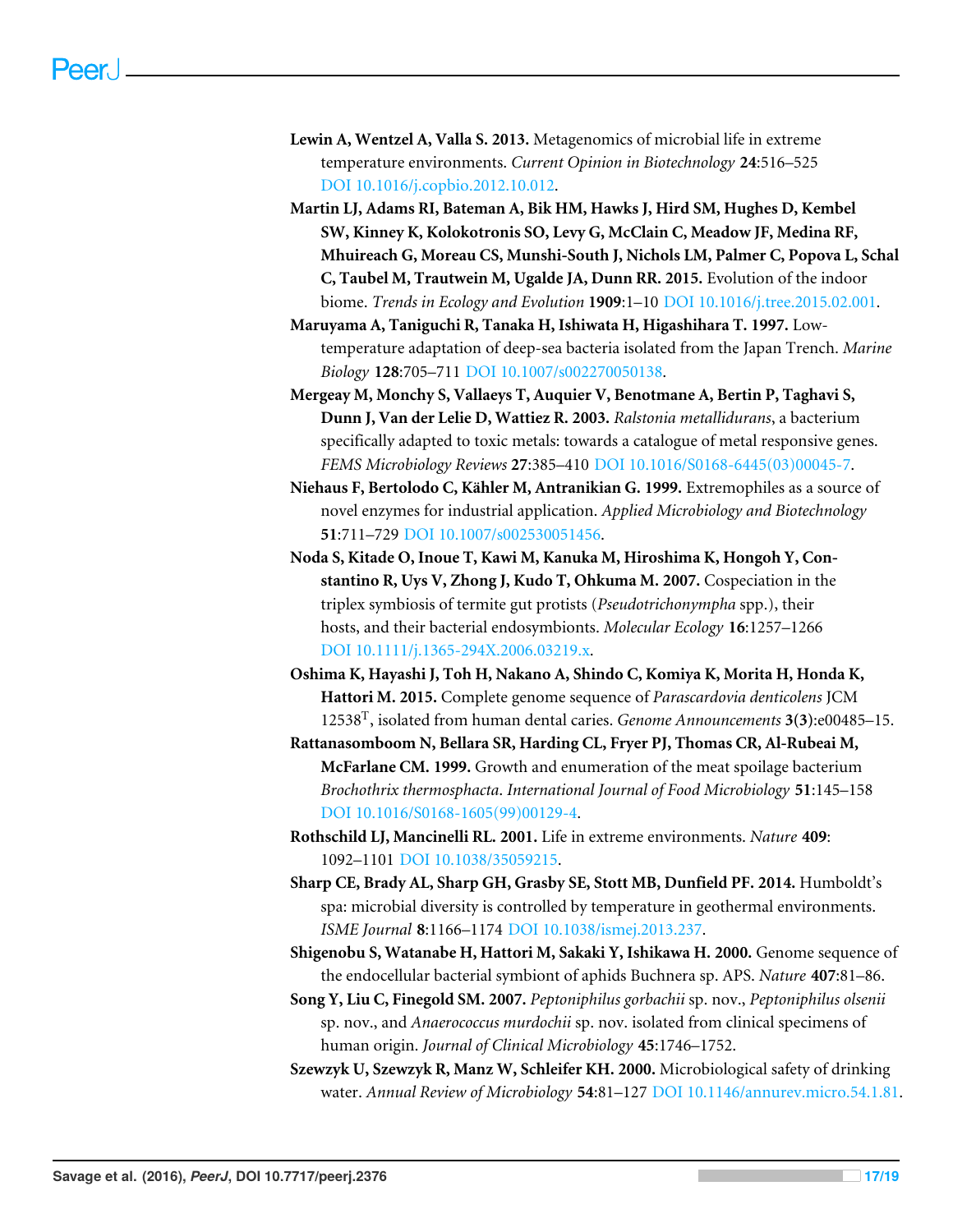**Lewin A, Wentzel A, Valla S. 2013.** Metagenomics of microbial life in extreme temperature environments. *Current Opinion in Biotechnology* **24**:516–525 DOI 10.1016/j.copbio.2012.10.012.

**Martin LJ, Adams RI, Bateman A, Bik HM, Hawks J, Hird SM, Hughes D, Kembel SW, Kinney K, Kolokotronis SO, Levy G, McClain C, Meadow JF, Medina RF, Mhuireach G, Moreau CS, Munshi-South J, Nichols LM, Palmer C, Popova L, Schal C, Taubel M, Trautwein M, Ugalde JA, Dunn RR. 2015.** Evolution of the indoor biome. *Trends in Ecology and Evolution* **1909**:1–10 DOI 10.1016/j.tree.2015.02.001.

**Maruyama A, Taniguchi R, Tanaka H, Ishiwata H, Higashihara T. 1997.** Low-temperature adaptation of deep-sea bacteria isolated from the Japan Trench. *Marine Biology* **128**:705–711 DOI 10.1007/s002270050138.

**Mergeay M, Monchy S, Vallaeys T, Auquier V, Benotmane A, Bertin P, Taghavi S, Dunn J, Van der Lelie D, Wattiez R. 2003.** *Ralstonia metallidurans*, a bacterium specifically adapted to toxic metals: towards a catalogue of metal responsive genes. *FEMS Microbiology Reviews* **27**:385–410 DOI 10.1016/S0168-6445(03)00045-7.

**Niehaus F, Bertolodo C, Kähler M, Antranikian G. 1999.** Extremophiles as a source of novel enzymes for industrial application. *Applied Microbiology and Biotechnology* **51**:711–729 DOI 10.1007/s002530051456.

**Noda S, Kitade O, Inoue T, Kawi M, Kanuka M, Hiroshima K, Hongoh Y, Constantino R, Uys V, Zhong J, Kudo T, Ohkuma M. 2007.** Cospeciation in the triplex symbiosis of termite gut protists (*Pseudotrichonympha* spp.), their hosts, and their bacterial endosymbionts. *Molecular Ecology* **16**:1257–1266 DOI 10.1111/j.1365-294X.2006.03219.x.

**Oshima K, Hayashi J, Toh H, Nakano A, Shindo C, Komiya K, Morita H, Honda K, Hattori M. 2015.** Complete genome sequence of *Parascardovia denticolens* JCM 12538$^{T}$, isolated from human dental caries. *Genome Announcements* **3(3)**:e00485–15.

**Rattanasomboom N, Bellara SR, Harding CL, Fryer PJ, Thomas CR, Al-Rubeai M, McFarlane CM. 1999.** Growth and enumeration of the meat spoilage bacterium *Brochothrix thermosphacta*. *International Journal of Food Microbiology* **51**:145–158 DOI 10.1016/S0168-1605(99)00129-4.

**Rothschild LJ, Mancinelli RL. 2001.** Life in extreme environments. *Nature* **409**:1092–1101 DOI 10.1038/35059215.

**Sharp CE, Brady AL, Sharp GH, Grasby SE, Stott MB, Dunfield PF. 2014.** Humboldt's spa: microbial diversity is controlled by temperature in geothermal environments. *ISME Journal* **8**:1166–1174 DOI 10.1038/ismej.2013.237.

**Shigenobu S, Watanabe H, Hattori M, Sakaki Y, Ishikawa H. 2000.** Genome sequence of the endocellular bacterial symbiont of aphids Buchnera sp. APS. *Nature* **407**:81–86.

**Song Y, Liu C, Finegold SM. 2007.** *Peptoniphilus gorbachii* sp. nov., *Peptoniphilus olsenii* sp. nov., and *Anaerococcus murdochii* sp. nov. isolated from clinical specimens of human origin. *Journal of Clinical Microbiology* **45**:1746–1752.

**Szewzyk U, Szewzyk R, Manz W, Schleifer KH. 2000.** Microbiological safety of drinking water. *Annual Review of Microbiology* **54**:81–127 DOI 10.1146/annurev.micro.54.1.81.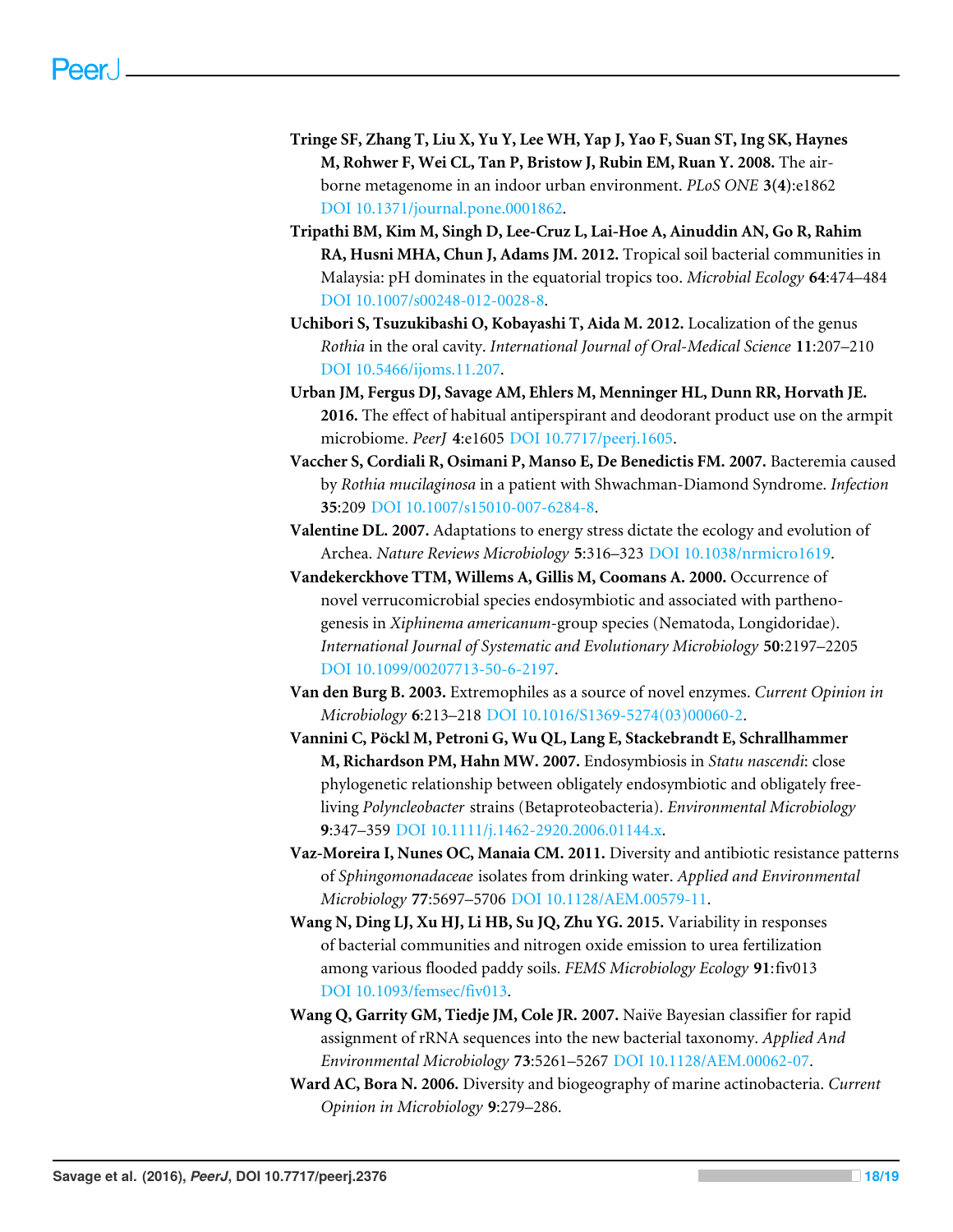**Tringe SF, Zhang T, Liu X, Yu Y, Lee WH, Yap J, Yao F, Suan ST, Ing SK, Haynes M, Rohwer F, Wei CL, Tan P, Bristow J, Rubin EM, Ruan Y. 2008.** The air-borne metagenome in an indoor urban environment. *PLoS ONE* **3(4)**:e1862 DOI 10.1371/journal.pone.0001862.

**Tripathi BM, Kim M, Singh D, Lee-Cruz L, Lai-Hoe A, Ainuddin AN, Go R, Rahim RA, Husni MHA, Chun J, Adams JM. 2012.** Tropical soil bacterial communities in Malaysia: pH dominates in the equatorial tropics too. *Microbial Ecology* **64**:474–484 DOI 10.1007/s00248-012-0028-8.

**Uchibori S, Tsuzukibashi O, Kobayashi T, Aida M. 2012.** Localization of the genus *Rothia* in the oral cavity. *International Journal of Oral-Medical Science* **11**:207–210 DOI 10.5466/ijoms.11.207.

**Urban JM, Fergus DJ, Savage AM, Ehlers M, Menninger HL, Dunn RR, Horvath JE. 2016.** The effect of habitual antiperspirant and deodorant product use on the armpit microbiome. *PeerJ* **4**:e1605 DOI 10.7717/peerj.1605.

**Vaccher S, Cordiali R, Osimani P, Manso E, De Benedictis FM. 2007.** Bacteremia caused by *Rothia mucilaginosa* in a patient with Shwachman-Diamond Syndrome. *Infection* **35**:209 DOI 10.1007/s15010-007-6284-8.

**Valentine DL. 2007.** Adaptations to energy stress dictate the ecology and evolution of Archea. *Nature Reviews Microbiology* **5**:316–323 DOI 10.1038/nrmicro1619.

**Vandekerckhove TTM, Willems A, Gillis M, Coomans A. 2000.** Occurrence of novel verrucomicrobial species endosymbiotic and associated with parthenogenesis in *Xiphinema americanum*-group species (Nematoda, Longidoridae). *International Journal of Systematic and Evolutionary Microbiology* **50**:2197–2205 DOI 10.1099/00207713-50-6-2197.

**Van den Burg B. 2003.** Extremophiles as a source of novel enzymes. *Current Opinion in Microbiology* **6**:213–218 DOI 10.1016/S1369-5274(03)00060-2.

**Vannini C, Pöckl M, Petroni G, Wu QL, Lang E, Stackebrandt E, Schrallhammer M, Richardson PM, Hahn MW. 2007.** Endosymbiosis in *Statu nascendi*: close phylogenetic relationship between obligately endosymbiotic and obligately free-living *Polyncleobacter* strains (Betaproteobacteria). *Environmental Microbiology* **9**:347–359 DOI 10.1111/j.1462-2920.2006.01144.x.

**Vaz-Moreira I, Nunes OC, Manaia CM. 2011.** Diversity and antibiotic resistance patterns of *Sphingomonadaceae* isolates from drinking water. *Applied and Environmental Microbiology* **77**:5697–5706 DOI 10.1128/AEM.00579-11.

**Wang N, Ding LJ, Xu HJ, Li HB, Su JQ, Zhu YG. 2015.** Variability in responses of bacterial communities and nitrogen oxide emission to urea fertilization among various flooded paddy soils. *FEMS Microbiology Ecology* **91**:fiv013 DOI 10.1093/femsec/fiv013.

**Wang Q, Garrity GM, Tiedje JM, Cole JR. 2007.** Naïve Bayesian classifier for rapid assignment of rRNA sequences into the new bacterial taxonomy. *Applied And Environmental Microbiology* **73**:5261–5267 DOI 10.1128/AEM.00062-07.

**Ward AC, Bora N. 2006.** Diversity and biogeography of marine actinobacteria. *Current Opinion in Microbiology* **9**:279–286.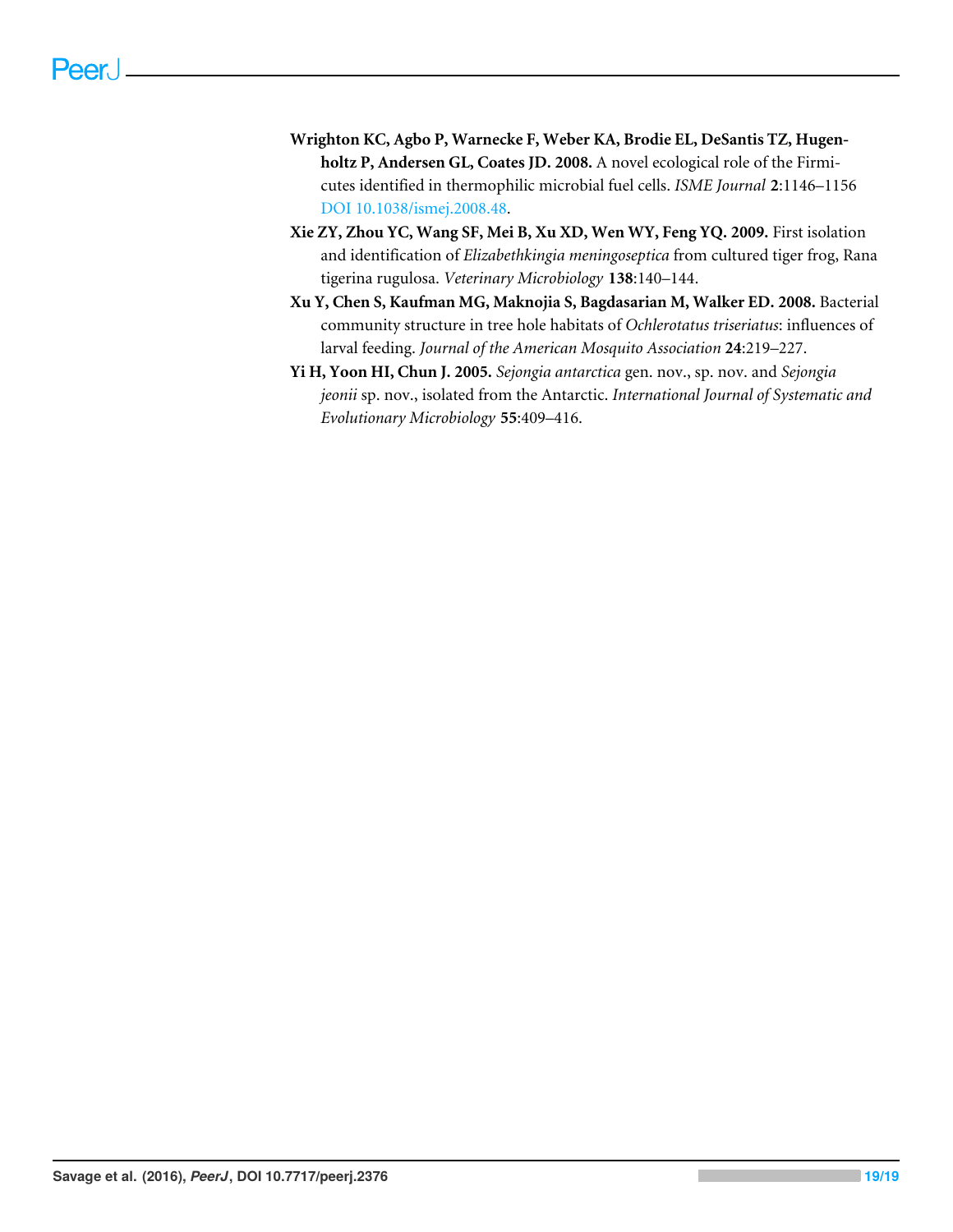**Wrighton KC, Agbo P, Warnecke F, Weber KA, Brodie EL, DeSantis TZ, Hugenholtz P, Andersen GL, Coates JD. 2008.** A novel ecological role of the Firmicutes identified in thermophilic microbial fuel cells. *ISME Journal* **2**:1146–1156 DOI 10.1038/ismej.2008.48.

**Xie ZY, Zhou YC, Wang SF, Mei B, Xu XD, Wen WY, Feng YQ. 2009.** First isolation and identification of *Elizabethkingia meningoseptica* from cultured tiger frog, Rana tigerina rugulosa. *Veterinary Microbiology* **138**:140–144.

**Xu Y, Chen S, Kaufman MG, Maknojia S, Bagdasarian M, Walker ED. 2008.** Bacterial community structure in tree hole habitats of *Ochlerotatus triseriatus*: influences of larval feeding. *Journal of the American Mosquito Association* **24**:219–227.

**Yi H, Yoon HI, Chun J. 2005.** *Sejongia antarctica* gen. nov., sp. nov. and *Sejongia jeonii* sp. nov., isolated from the Antarctic. *International Journal of Systematic and Evolutionary Microbiology* **55**:409–416.